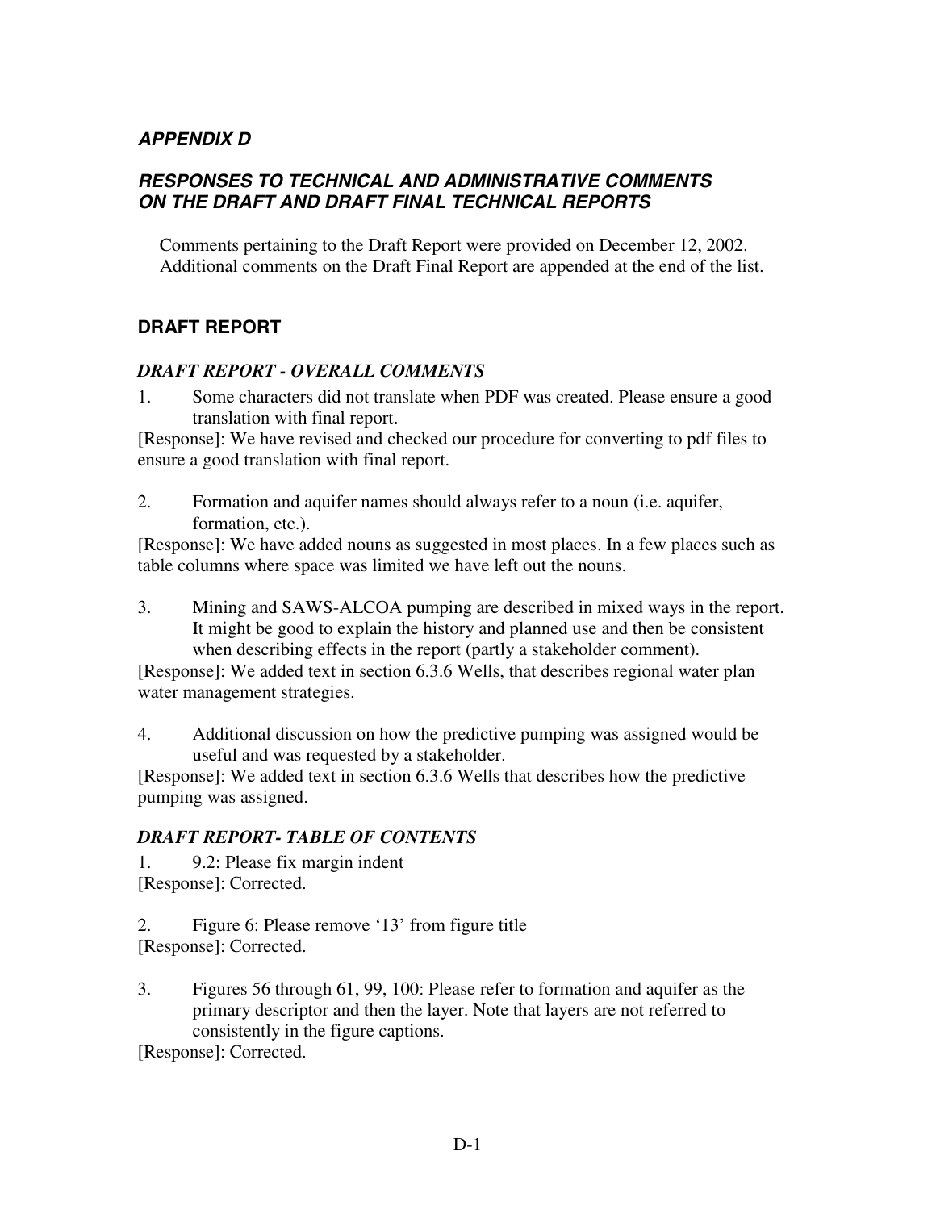## *APPENDIX D*

## *RESPONSES TO TECHNICAL AND ADMINISTRATIVE COMMENTS ON THE DRAFT AND DRAFT FINAL TECHNICAL REPORTS*

Comments pertaining to the Draft Report were provided on December 12, 2002. Additional comments on the Draft Final Report are appended at the end of the list.

## DRAFT REPORT

### *DRAFT REPORT - OVERALL COMMENTS*

1. Some characters did not translate when PDF was created. Please ensure a good translation with final report.

[Response]: We have revised and checked our procedure for converting to pdf files to ensure a good translation with final report.

2. Formation and aquifer names should always refer to a noun (i.e. aquifer, formation, etc.).

[Response]: We have added nouns as suggested in most places. In a few places such as table columns where space was limited we have left out the nouns.

3. Mining and SAWS-ALCOA pumping are described in mixed ways in the report. It might be good to explain the history and planned use and then be consistent when describing effects in the report (partly a stakeholder comment).

[Response]: We added text in section 6.3.6 Wells, that describes regional water plan water management strategies.

4. Additional discussion on how the predictive pumping was assigned would be useful and was requested by a stakeholder.

[Response]: We added text in section 6.3.6 Wells that describes how the predictive pumping was assigned.

### *DRAFT REPORT- TABLE OF CONTENTS*

1. 9.2: Please fix margin indent

[Response]: Corrected.

2. Figure 6: Please remove '13' from figure title

[Response]: Corrected.

3. Figures 56 through 61, 99, 100: Please refer to formation and aquifer as the primary descriptor and then the layer. Note that layers are not referred to consistently in the figure captions.

[Response]: Corrected.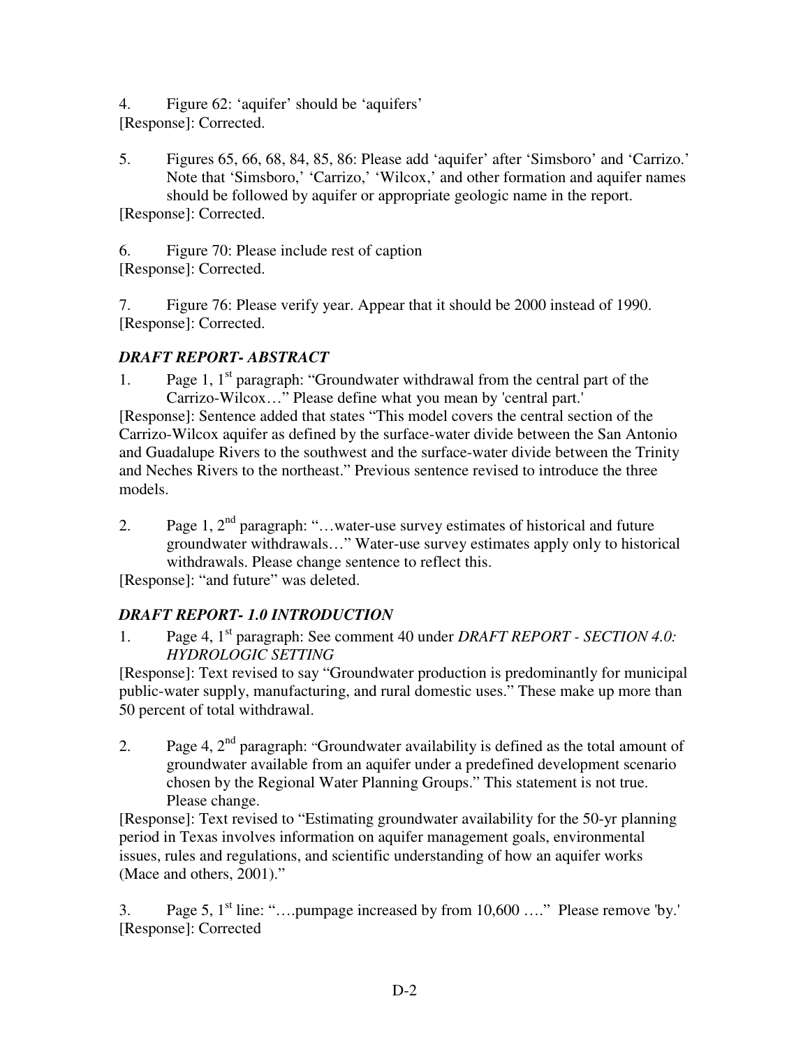4. Figure 62: 'aquifer' should be 'aquifers'

[Response]: Corrected.

5. Figures 65, 66, 68, 84, 85, 86: Please add 'aquifer' after 'Simsboro' and 'Carrizo.' Note that 'Simsboro,' 'Carrizo,' 'Wilcox,' and other formation and aquifer names should be followed by aquifer or appropriate geologic name in the report.

[Response]: Corrected.

6. Figure 70: Please include rest of caption

[Response]: Corrected.

7. Figure 76: Please verify year. Appear that it should be 2000 instead of 1990.

[Response]: Corrected.

### *DRAFT REPORT- ABSTRACT*

1. Page 1, 1st paragraph: "Groundwater withdrawal from the central part of the Carrizo-Wilcox…" Please define what you mean by 'central part.'

[Response]: Sentence added that states "This model covers the central section of the Carrizo-Wilcox aquifer as defined by the surface-water divide between the San Antonio and Guadalupe Rivers to the southwest and the surface-water divide between the Trinity and Neches Rivers to the northeast." Previous sentence revised to introduce the three models.

2. Page 1, 2nd paragraph: "…water-use survey estimates of historical and future groundwater withdrawals…" Water-use survey estimates apply only to historical withdrawals. Please change sentence to reflect this.

[Response]: "and future" was deleted.

### *DRAFT REPORT- 1.0 INTRODUCTION*

1. Page 4, 1st paragraph: See comment 40 under *DRAFT REPORT - SECTION 4.0: HYDROLOGIC SETTING*

[Response]: Text revised to say "Groundwater production is predominantly for municipal public-water supply, manufacturing, and rural domestic uses." These make up more than 50 percent of total withdrawal.

2. Page 4, 2nd paragraph: "Groundwater availability is defined as the total amount of groundwater available from an aquifer under a predefined development scenario chosen by the Regional Water Planning Groups." This statement is not true. Please change.

[Response]: Text revised to "Estimating groundwater availability for the 50-yr planning period in Texas involves information on aquifer management goals, environmental issues, rules and regulations, and scientific understanding of how an aquifer works (Mace and others, 2001)."

3. Page 5, 1st line: "….pumpage increased by from 10,600 …." Please remove 'by.'

[Response]: Corrected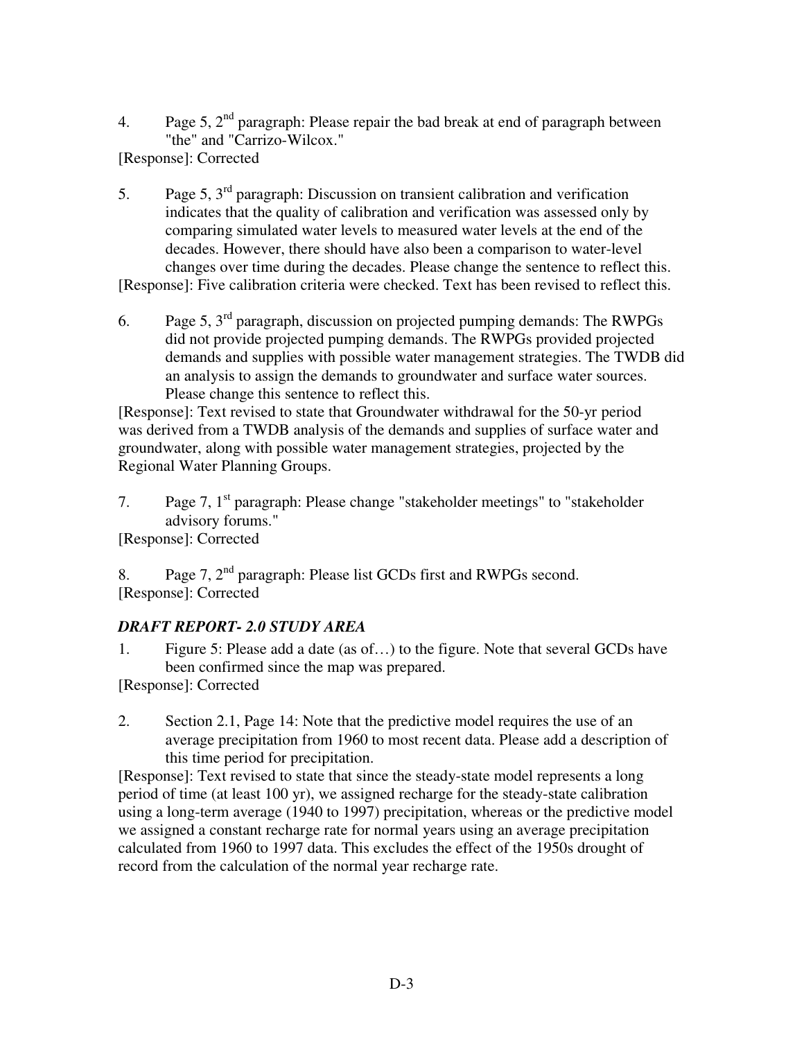4. Page 5, 2nd paragraph: Please repair the bad break at end of paragraph between "the" and "Carrizo-Wilcox."

[Response]: Corrected

5. Page 5, 3rd paragraph: Discussion on transient calibration and verification indicates that the quality of calibration and verification was assessed only by comparing simulated water levels to measured water levels at the end of the decades. However, there should have also been a comparison to water-level changes over time during the decades. Please change the sentence to reflect this.

[Response]: Five calibration criteria were checked. Text has been revised to reflect this.

6. Page 5, 3rd paragraph, discussion on projected pumping demands: The RWPGs did not provide projected pumping demands. The RWPGs provided projected demands and supplies with possible water management strategies. The TWDB did an analysis to assign the demands to groundwater and surface water sources. Please change this sentence to reflect this.

[Response]: Text revised to state that Groundwater withdrawal for the 50-yr period was derived from a TWDB analysis of the demands and supplies of surface water and groundwater, along with possible water management strategies, projected by the Regional Water Planning Groups.

7. Page 7, 1st paragraph: Please change "stakeholder meetings" to "stakeholder advisory forums."

[Response]: Corrected

8. Page 7, 2nd paragraph: Please list GCDs first and RWPGs second.

[Response]: Corrected

### *DRAFT REPORT- 2.0 STUDY AREA*

1. Figure 5: Please add a date (as of…) to the figure. Note that several GCDs have been confirmed since the map was prepared.

[Response]: Corrected

2. Section 2.1, Page 14: Note that the predictive model requires the use of an average precipitation from 1960 to most recent data. Please add a description of this time period for precipitation.

[Response]: Text revised to state that since the steady-state model represents a long period of time (at least 100 yr), we assigned recharge for the steady-state calibration using a long-term average (1940 to 1997) precipitation, whereas or the predictive model we assigned a constant recharge rate for normal years using an average precipitation calculated from 1960 to 1997 data. This excludes the effect of the 1950s drought of record from the calculation of the normal year recharge rate.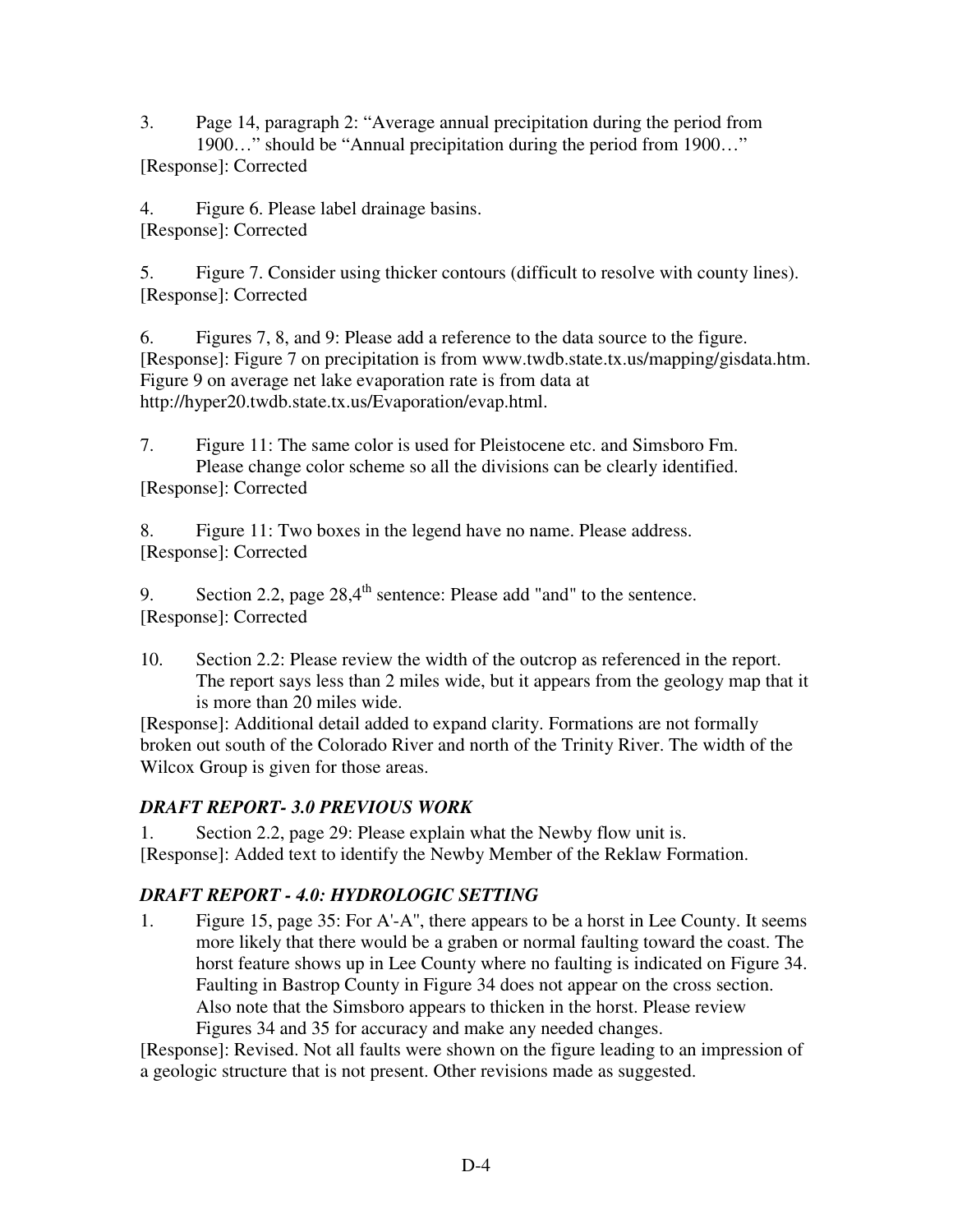3. Page 14, paragraph 2: "Average annual precipitation during the period from 1900…" should be "Annual precipitation during the period from 1900…"

[Response]: Corrected

4. Figure 6. Please label drainage basins.

[Response]: Corrected

5. Figure 7. Consider using thicker contours (difficult to resolve with county lines).

[Response]: Corrected

6. Figures 7, 8, and 9: Please add a reference to the data source to the figure.

[Response]: Figure 7 on precipitation is from www.twdb.state.tx.us/mapping/gisdata.htm. Figure 9 on average net lake evaporation rate is from data at http://hyper20.twdb.state.tx.us/Evaporation/evap.html.

7. Figure 11: The same color is used for Pleistocene etc. and Simsboro Fm. Please change color scheme so all the divisions can be clearly identified.

[Response]: Corrected

8. Figure 11: Two boxes in the legend have no name. Please address.

[Response]: Corrected

9. Section 2.2, page 28,4th sentence: Please add "and" to the sentence.

[Response]: Corrected

10. Section 2.2: Please review the width of the outcrop as referenced in the report. The report says less than 2 miles wide, but it appears from the geology map that it is more than 20 miles wide.

[Response]: Additional detail added to expand clarity. Formations are not formally broken out south of the Colorado River and north of the Trinity River. The width of the Wilcox Group is given for those areas.

### *DRAFT REPORT- 3.0 PREVIOUS WORK*

1. Section 2.2, page 29: Please explain what the Newby flow unit is.

[Response]: Added text to identify the Newby Member of the Reklaw Formation.

### *DRAFT REPORT - 4.0: HYDROLOGIC SETTING*

1. Figure 15, page 35: For A'-A", there appears to be a horst in Lee County. It seems more likely that there would be a graben or normal faulting toward the coast. The horst feature shows up in Lee County where no faulting is indicated on Figure 34. Faulting in Bastrop County in Figure 34 does not appear on the cross section. Also note that the Simsboro appears to thicken in the horst. Please review Figures 34 and 35 for accuracy and make any needed changes.

[Response]: Revised. Not all faults were shown on the figure leading to an impression of a geologic structure that is not present. Other revisions made as suggested.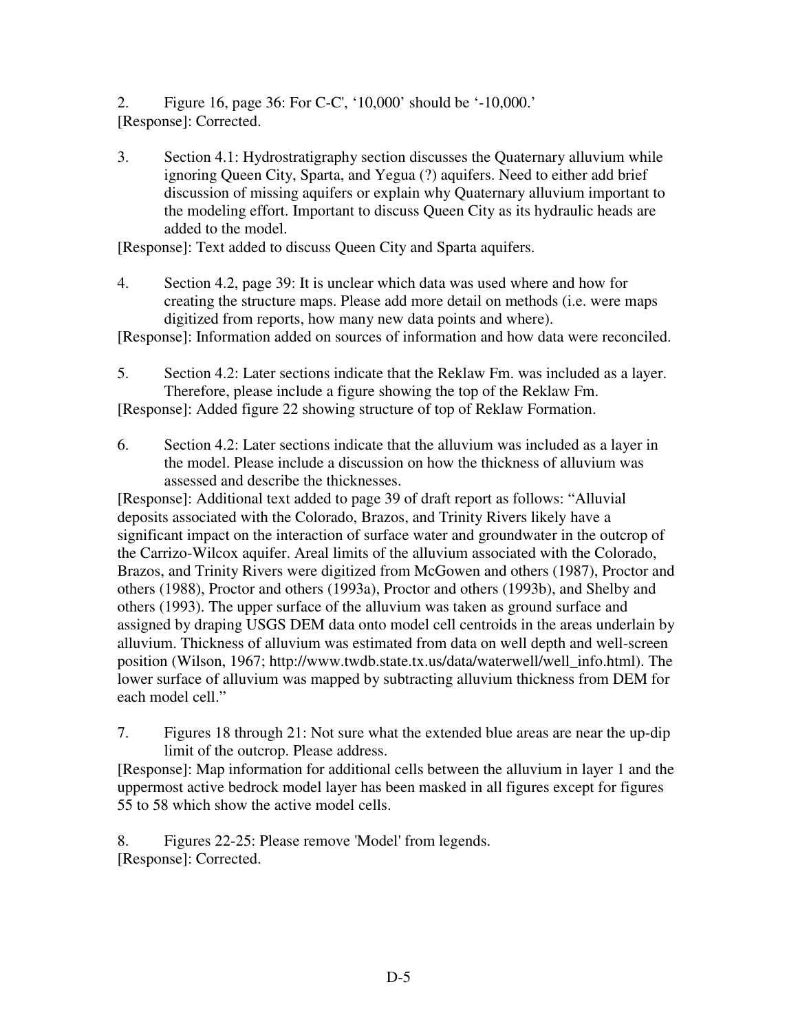2. Figure 16, page 36: For C-C', '10,000' should be '-10,000.'

[Response]: Corrected.

3. Section 4.1: Hydrostratigraphy section discusses the Quaternary alluvium while ignoring Queen City, Sparta, and Yegua (?) aquifers. Need to either add brief discussion of missing aquifers or explain why Quaternary alluvium important to the modeling effort. Important to discuss Queen City as its hydraulic heads are added to the model.

[Response]: Text added to discuss Queen City and Sparta aquifers.

4. Section 4.2, page 39: It is unclear which data was used where and how for creating the structure maps. Please add more detail on methods (i.e. were maps digitized from reports, how many new data points and where).

[Response]: Information added on sources of information and how data were reconciled.

5. Section 4.2: Later sections indicate that the Reklaw Fm. was included as a layer. Therefore, please include a figure showing the top of the Reklaw Fm.

[Response]: Added figure 22 showing structure of top of Reklaw Formation.

6. Section 4.2: Later sections indicate that the alluvium was included as a layer in the model. Please include a discussion on how the thickness of alluvium was assessed and describe the thicknesses.

[Response]: Additional text added to page 39 of draft report as follows: "Alluvial deposits associated with the Colorado, Brazos, and Trinity Rivers likely have a significant impact on the interaction of surface water and groundwater in the outcrop of the Carrizo-Wilcox aquifer. Areal limits of the alluvium associated with the Colorado, Brazos, and Trinity Rivers were digitized from McGowen and others (1987), Proctor and others (1988), Proctor and others (1993a), Proctor and others (1993b), and Shelby and others (1993). The upper surface of the alluvium was taken as ground surface and assigned by draping USGS DEM data onto model cell centroids in the areas underlain by alluvium. Thickness of alluvium was estimated from data on well depth and well-screen position (Wilson, 1967; http://www.twdb.state.tx.us/data/waterwell/well_info.html). The lower surface of alluvium was mapped by subtracting alluvium thickness from DEM for each model cell."

7. Figures 18 through 21: Not sure what the extended blue areas are near the up-dip limit of the outcrop. Please address.

[Response]: Map information for additional cells between the alluvium in layer 1 and the uppermost active bedrock model layer has been masked in all figures except for figures 55 to 58 which show the active model cells.

8. Figures 22-25: Please remove 'Model' from legends.

[Response]: Corrected.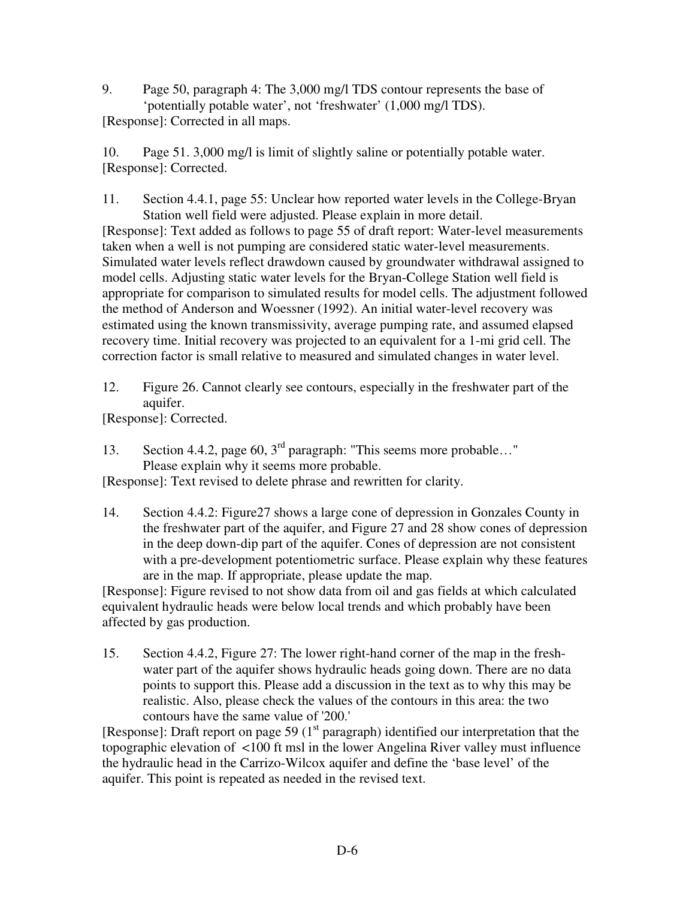9. Page 50, paragraph 4: The 3,000 mg/l TDS contour represents the base of 'potentially potable water', not 'freshwater' (1,000 mg/l TDS).

[Response]: Corrected in all maps.

10. Page 51. 3,000 mg/l is limit of slightly saline or potentially potable water.

[Response]: Corrected.

11. Section 4.4.1, page 55: Unclear how reported water levels in the College-Bryan Station well field were adjusted. Please explain in more detail.

[Response]: Text added as follows to page 55 of draft report: Water-level measurements taken when a well is not pumping are considered static water-level measurements. Simulated water levels reflect drawdown caused by groundwater withdrawal assigned to model cells. Adjusting static water levels for the Bryan-College Station well field is appropriate for comparison to simulated results for model cells. The adjustment followed the method of Anderson and Woessner (1992). An initial water-level recovery was estimated using the known transmissivity, average pumping rate, and assumed elapsed recovery time. Initial recovery was projected to an equivalent for a 1-mi grid cell. The correction factor is small relative to measured and simulated changes in water level.

12. Figure 26. Cannot clearly see contours, especially in the freshwater part of the aquifer.

[Response]: Corrected.

13. Section 4.4.2, page 60, 3rd paragraph: "This seems more probable…" Please explain why it seems more probable.

[Response]: Text revised to delete phrase and rewritten for clarity.

14. Section 4.4.2: Figure27 shows a large cone of depression in Gonzales County in the freshwater part of the aquifer, and Figure 27 and 28 show cones of depression in the deep down-dip part of the aquifer. Cones of depression are not consistent with a pre-development potentiometric surface. Please explain why these features are in the map. If appropriate, please update the map.

[Response]: Figure revised to not show data from oil and gas fields at which calculated equivalent hydraulic heads were below local trends and which probably have been affected by gas production.

15. Section 4.4.2, Figure 27: The lower right-hand corner of the map in the fresh-water part of the aquifer shows hydraulic heads going down. There are no data points to support this. Please add a discussion in the text as to why this may be realistic. Also, please check the values of the contours in this area: the two contours have the same value of '200.'

[Response]: Draft report on page 59 (1st paragraph) identified our interpretation that the topographic elevation of <100 ft msl in the lower Angelina River valley must influence the hydraulic head in the Carrizo-Wilcox aquifer and define the 'base level' of the aquifer. This point is repeated as needed in the revised text.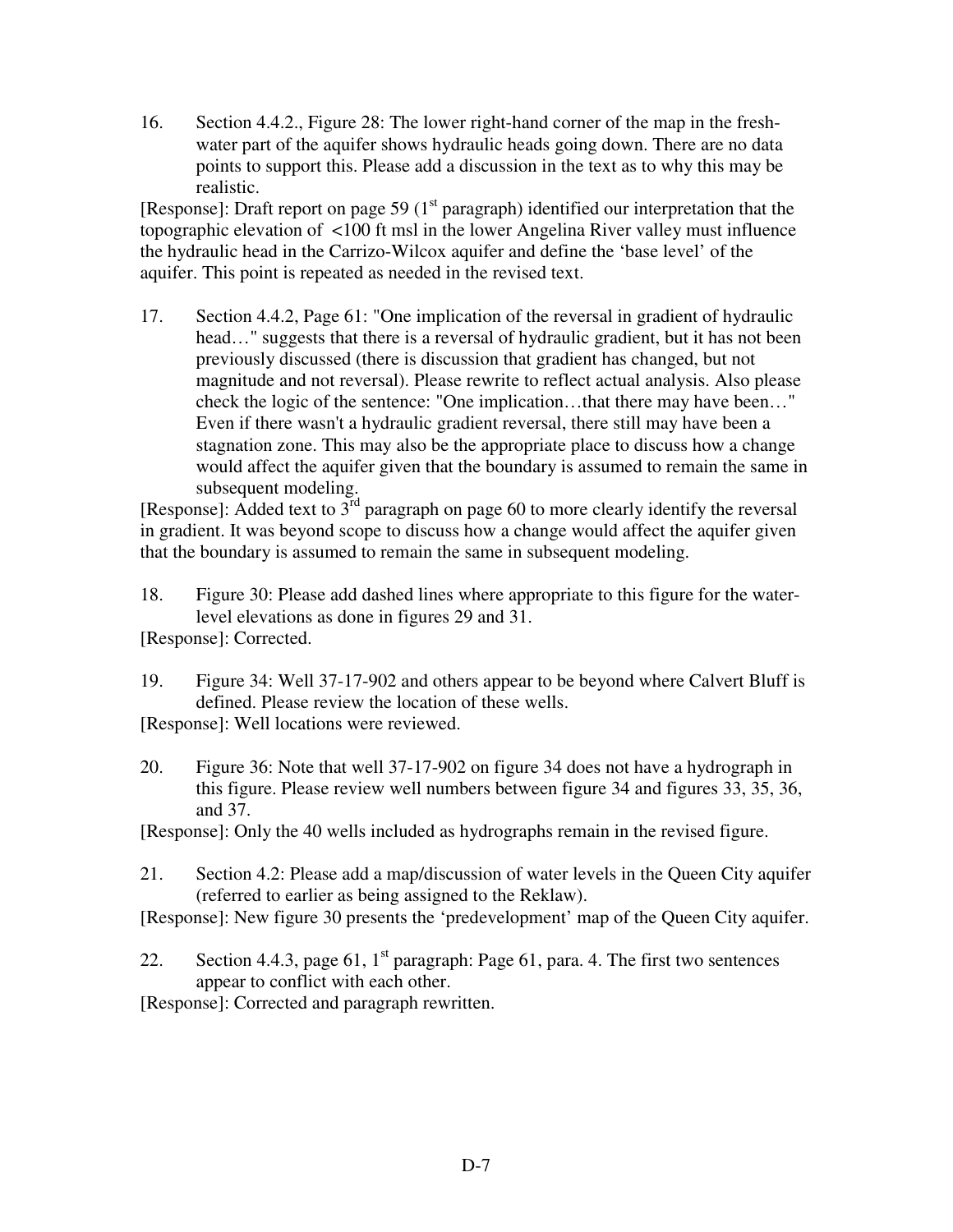16. Section 4.4.2., Figure 28: The lower right-hand corner of the map in the fresh-water part of the aquifer shows hydraulic heads going down. There are no data points to support this. Please add a discussion in the text as to why this may be realistic.

[Response]: Draft report on page 59 (1st paragraph) identified our interpretation that the topographic elevation of <100 ft msl in the lower Angelina River valley must influence the hydraulic head in the Carrizo-Wilcox aquifer and define the 'base level' of the aquifer. This point is repeated as needed in the revised text.

17. Section 4.4.2, Page 61: "One implication of the reversal in gradient of hydraulic head…" suggests that there is a reversal of hydraulic gradient, but it has not been previously discussed (there is discussion that gradient has changed, but not magnitude and not reversal). Please rewrite to reflect actual analysis. Also please check the logic of the sentence: "One implication…that there may have been…" Even if there wasn't a hydraulic gradient reversal, there still may have been a stagnation zone. This may also be the appropriate place to discuss how a change would affect the aquifer given that the boundary is assumed to remain the same in subsequent modeling.

[Response]: Added text to 3rd paragraph on page 60 to more clearly identify the reversal in gradient. It was beyond scope to discuss how a change would affect the aquifer given that the boundary is assumed to remain the same in subsequent modeling.

18. Figure 30: Please add dashed lines where appropriate to this figure for the water-level elevations as done in figures 29 and 31.

[Response]: Corrected.

19. Figure 34: Well 37-17-902 and others appear to be beyond where Calvert Bluff is defined. Please review the location of these wells.

[Response]: Well locations were reviewed.

20. Figure 36: Note that well 37-17-902 on figure 34 does not have a hydrograph in this figure. Please review well numbers between figure 34 and figures 33, 35, 36, and 37.

[Response]: Only the 40 wells included as hydrographs remain in the revised figure.

21. Section 4.2: Please add a map/discussion of water levels in the Queen City aquifer (referred to earlier as being assigned to the Reklaw).

[Response]: New figure 30 presents the 'predevelopment' map of the Queen City aquifer.

22. Section 4.4.3, page 61, 1st paragraph: Page 61, para. 4. The first two sentences appear to conflict with each other.

[Response]: Corrected and paragraph rewritten.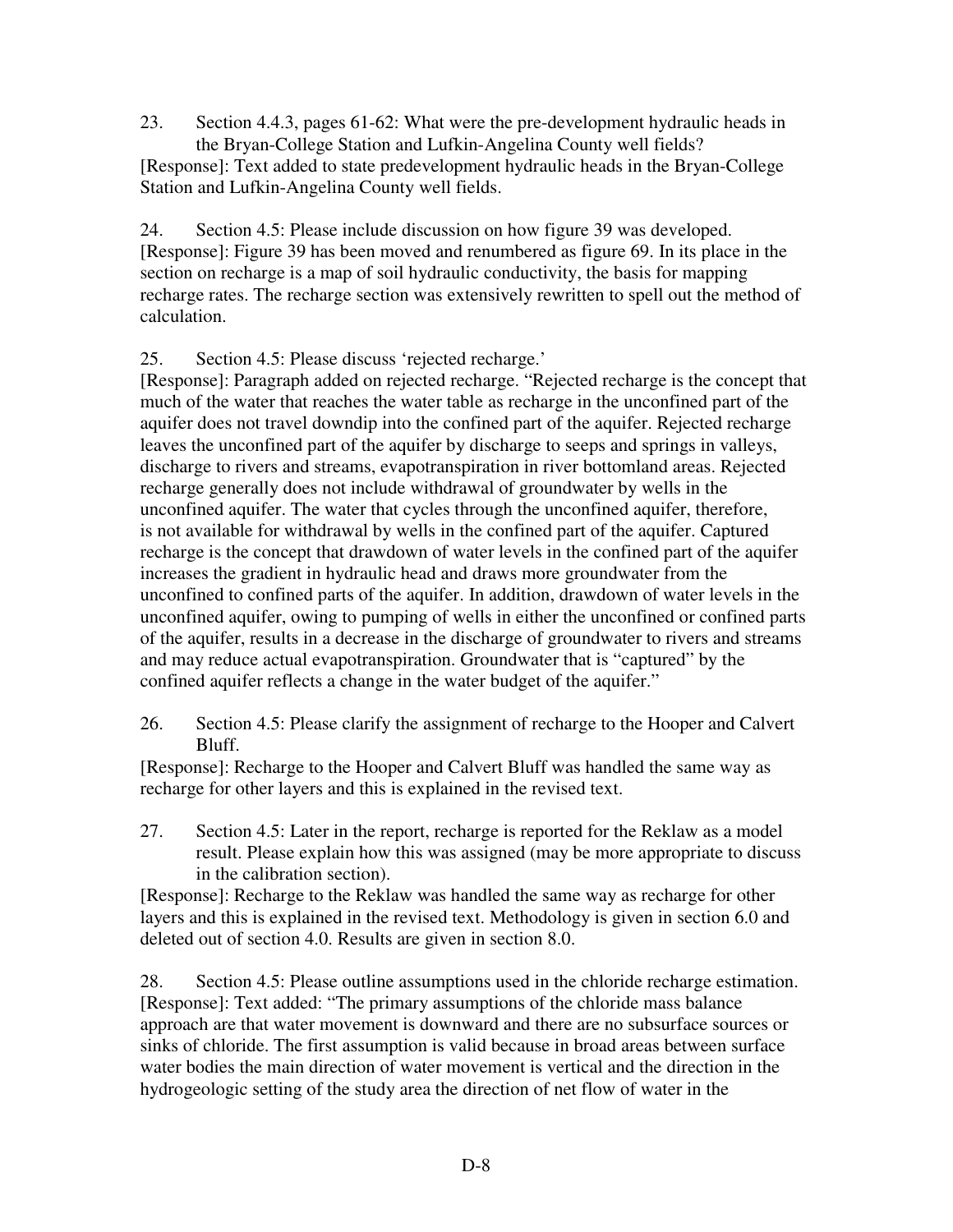23. Section 4.4.3, pages 61-62: What were the pre-development hydraulic heads in the Bryan-College Station and Lufkin-Angelina County well fields?

[Response]: Text added to state predevelopment hydraulic heads in the Bryan-College Station and Lufkin-Angelina County well fields.

24. Section 4.5: Please include discussion on how figure 39 was developed.

[Response]: Figure 39 has been moved and renumbered as figure 69. In its place in the section on recharge is a map of soil hydraulic conductivity, the basis for mapping recharge rates. The recharge section was extensively rewritten to spell out the method of calculation.

25. Section 4.5: Please discuss 'rejected recharge.'

[Response]: Paragraph added on rejected recharge. "Rejected recharge is the concept that much of the water that reaches the water table as recharge in the unconfined part of the aquifer does not travel downdip into the confined part of the aquifer. Rejected recharge leaves the unconfined part of the aquifer by discharge to seeps and springs in valleys, discharge to rivers and streams, evapotranspiration in river bottomland areas. Rejected recharge generally does not include withdrawal of groundwater by wells in the unconfined aquifer. The water that cycles through the unconfined aquifer, therefore, is not available for withdrawal by wells in the confined part of the aquifer. Captured recharge is the concept that drawdown of water levels in the confined part of the aquifer increases the gradient in hydraulic head and draws more groundwater from the unconfined to confined parts of the aquifer. In addition, drawdown of water levels in the unconfined aquifer, owing to pumping of wells in either the unconfined or confined parts of the aquifer, results in a decrease in the discharge of groundwater to rivers and streams and may reduce actual evapotranspiration. Groundwater that is "captured" by the confined aquifer reflects a change in the water budget of the aquifer."

26. Section 4.5: Please clarify the assignment of recharge to the Hooper and Calvert Bluff.

[Response]: Recharge to the Hooper and Calvert Bluff was handled the same way as recharge for other layers and this is explained in the revised text.

27. Section 4.5: Later in the report, recharge is reported for the Reklaw as a model result. Please explain how this was assigned (may be more appropriate to discuss in the calibration section).

[Response]: Recharge to the Reklaw was handled the same way as recharge for other layers and this is explained in the revised text. Methodology is given in section 6.0 and deleted out of section 4.0. Results are given in section 8.0.

28. Section 4.5: Please outline assumptions used in the chloride recharge estimation.

[Response]: Text added: "The primary assumptions of the chloride mass balance approach are that water movement is downward and there are no subsurface sources or sinks of chloride. The first assumption is valid because in broad areas between surface water bodies the main direction of water movement is vertical and the direction in the hydrogeologic setting of the study area the direction of net flow of water in the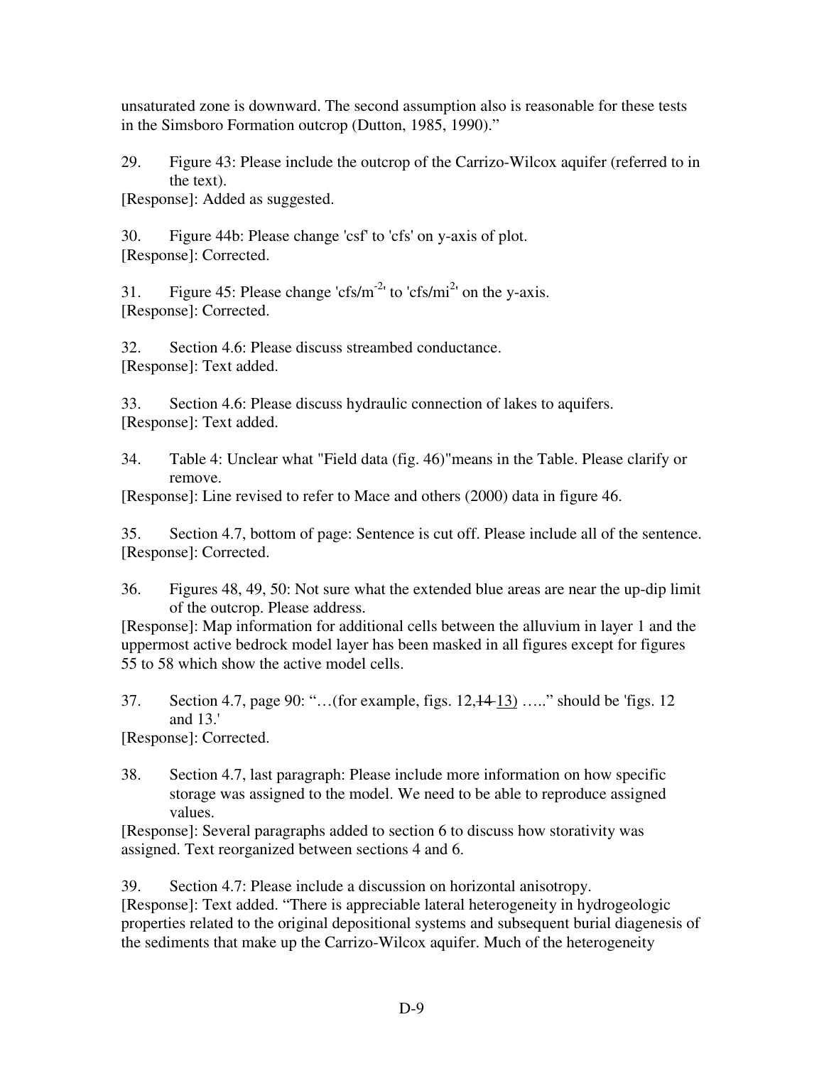unsaturated zone is downward. The second assumption also is reasonable for these tests in the Simsboro Formation outcrop (Dutton, 1985, 1990)."

29. Figure 43: Please include the outcrop of the Carrizo-Wilcox aquifer (referred to in the text).

[Response]: Added as suggested.

30. Figure 44b: Please change 'csf' to 'cfs' on y-axis of plot.

[Response]: Corrected.

31. Figure 45: Please change 'cfs/m$^{-2}$' to 'cfs/mi$^{2}$' on the y-axis.

[Response]: Corrected.

32. Section 4.6: Please discuss streambed conductance.

[Response]: Text added.

33. Section 4.6: Please discuss hydraulic connection of lakes to aquifers.

[Response]: Text added.

34. Table 4: Unclear what "Field data (fig. 46)"means in the Table. Please clarify or remove.

[Response]: Line revised to refer to Mace and others (2000) data in figure 46.

35. Section 4.7, bottom of page: Sentence is cut off. Please include all of the sentence.

[Response]: Corrected.

36. Figures 48, 49, 50: Not sure what the extended blue areas are near the up-dip limit of the outcrop. Please address.

[Response]: Map information for additional cells between the alluvium in layer 1 and the uppermost active bedrock model layer has been masked in all figures except for figures 55 to 58 which show the active model cells.

37. Section 4.7, page 90: "…(for example, figs. 12,~~14~~ 13) ….." should be 'figs. 12 and 13.'

[Response]: Corrected.

38. Section 4.7, last paragraph: Please include more information on how specific storage was assigned to the model. We need to be able to reproduce assigned values.

[Response]: Several paragraphs added to section 6 to discuss how storativity was assigned. Text reorganized between sections 4 and 6.

39. Section 4.7: Please include a discussion on horizontal anisotropy.

[Response]: Text added. "There is appreciable lateral heterogeneity in hydrogeologic properties related to the original depositional systems and subsequent burial diagenesis of the sediments that make up the Carrizo-Wilcox aquifer. Much of the heterogeneity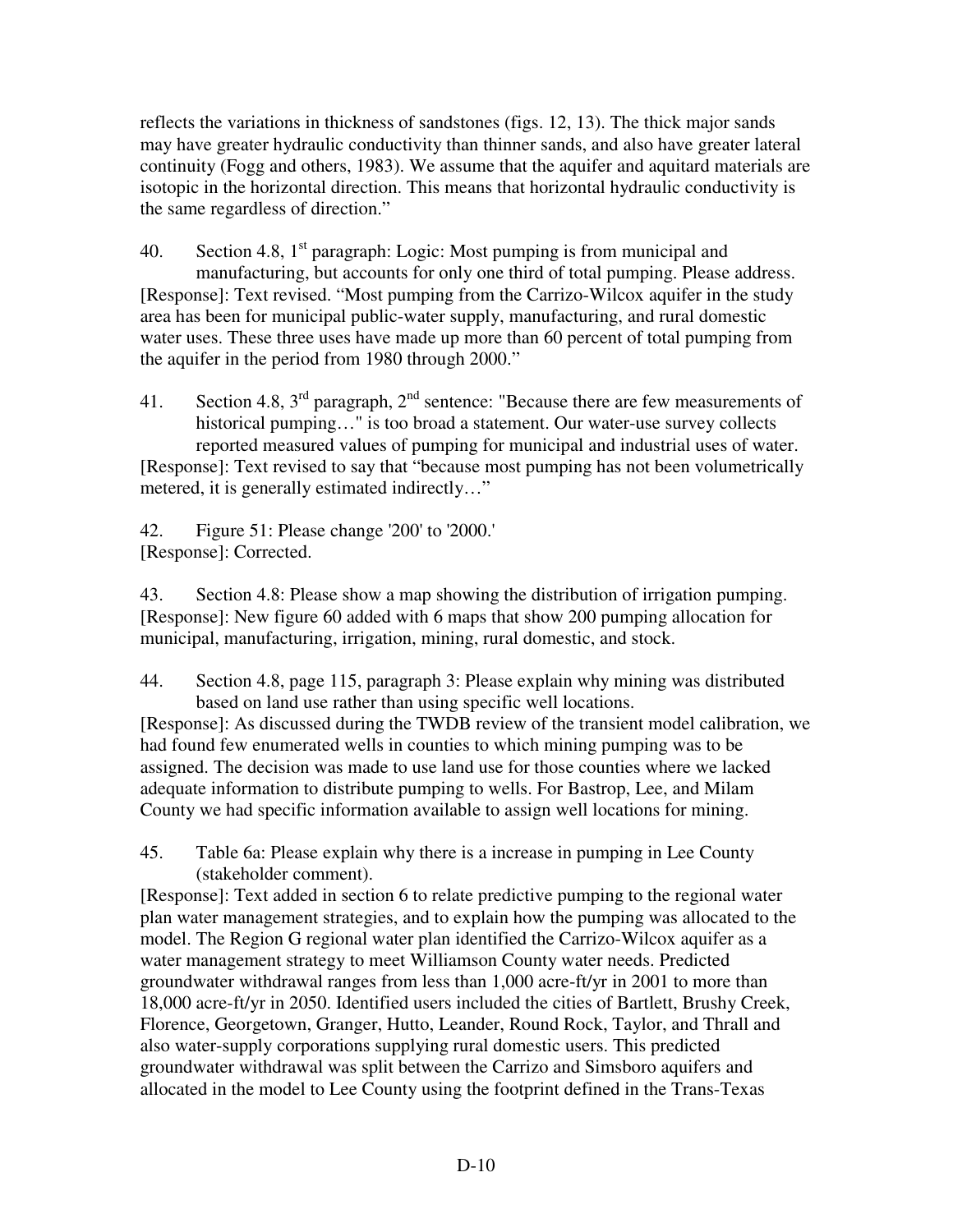reflects the variations in thickness of sandstones (figs. 12, 13). The thick major sands may have greater hydraulic conductivity than thinner sands, and also have greater lateral continuity (Fogg and others, 1983). We assume that the aquifer and aquitard materials are isotopic in the horizontal direction. This means that horizontal hydraulic conductivity is the same regardless of direction."

40. Section 4.8, 1st paragraph: Logic: Most pumping is from municipal and manufacturing, but accounts for only one third of total pumping. Please address.

[Response]: Text revised. "Most pumping from the Carrizo-Wilcox aquifer in the study area has been for municipal public-water supply, manufacturing, and rural domestic water uses. These three uses have made up more than 60 percent of total pumping from the aquifer in the period from 1980 through 2000."

41. Section 4.8, 3rd paragraph, 2nd sentence: "Because there are few measurements of historical pumping…" is too broad a statement. Our water-use survey collects reported measured values of pumping for municipal and industrial uses of water.

[Response]: Text revised to say that "because most pumping has not been volumetrically metered, it is generally estimated indirectly…"

42. Figure 51: Please change '200' to '2000.'

[Response]: Corrected.

43. Section 4.8: Please show a map showing the distribution of irrigation pumping.

[Response]: New figure 60 added with 6 maps that show 200 pumping allocation for municipal, manufacturing, irrigation, mining, rural domestic, and stock.

44. Section 4.8, page 115, paragraph 3: Please explain why mining was distributed based on land use rather than using specific well locations.

[Response]: As discussed during the TWDB review of the transient model calibration, we had found few enumerated wells in counties to which mining pumping was to be assigned. The decision was made to use land use for those counties where we lacked adequate information to distribute pumping to wells. For Bastrop, Lee, and Milam County we had specific information available to assign well locations for mining.

45. Table 6a: Please explain why there is a increase in pumping in Lee County (stakeholder comment).

[Response]: Text added in section 6 to relate predictive pumping to the regional water plan water management strategies, and to explain how the pumping was allocated to the model. The Region G regional water plan identified the Carrizo-Wilcox aquifer as a water management strategy to meet Williamson County water needs. Predicted groundwater withdrawal ranges from less than 1,000 acre-ft/yr in 2001 to more than 18,000 acre-ft/yr in 2050. Identified users included the cities of Bartlett, Brushy Creek, Florence, Georgetown, Granger, Hutto, Leander, Round Rock, Taylor, and Thrall and also water-supply corporations supplying rural domestic users. This predicted groundwater withdrawal was split between the Carrizo and Simsboro aquifers and allocated in the model to Lee County using the footprint defined in the Trans-Texas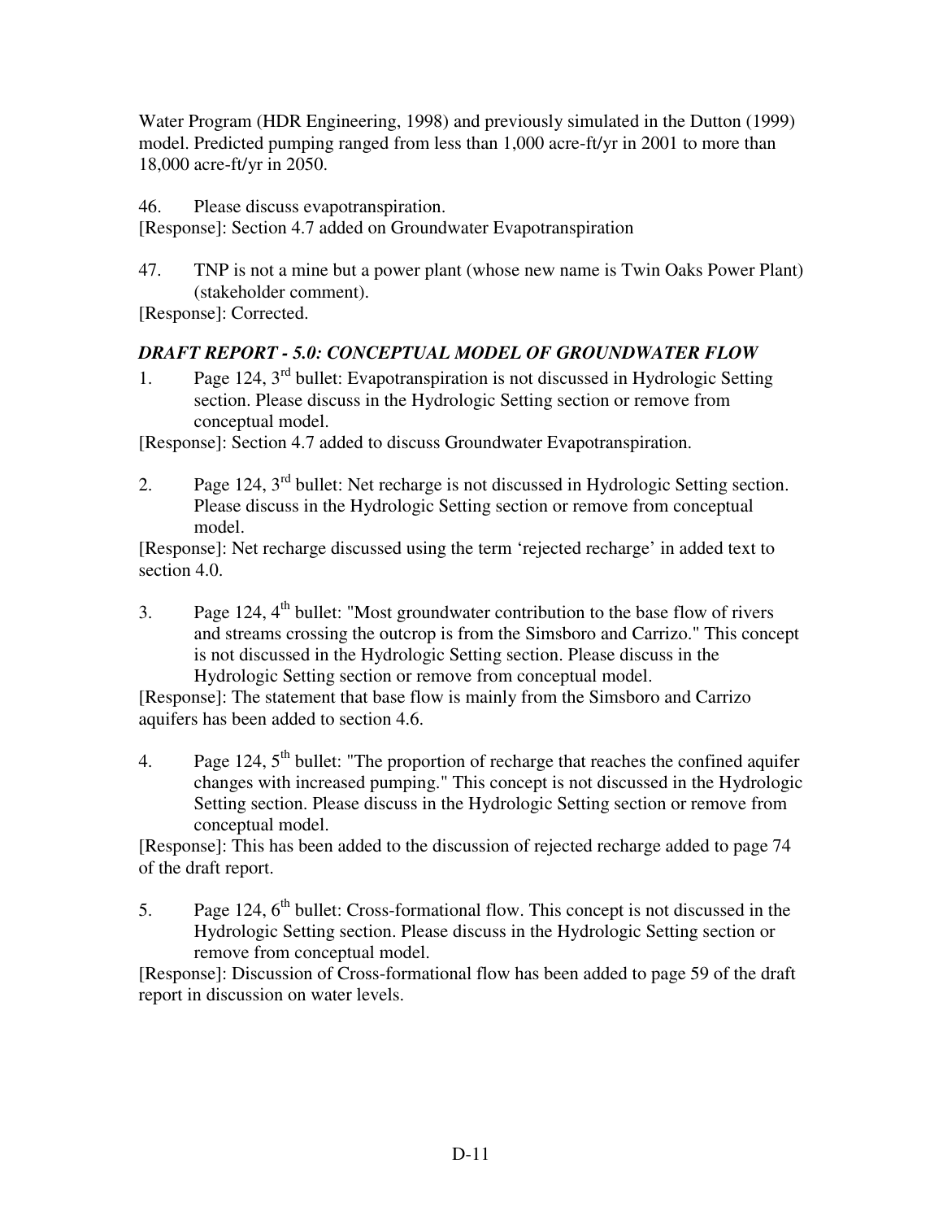Water Program (HDR Engineering, 1998) and previously simulated in the Dutton (1999) model. Predicted pumping ranged from less than 1,000 acre-ft/yr in 2001 to more than 18,000 acre-ft/yr in 2050.

46. Please discuss evapotranspiration.

[Response]: Section 4.7 added on Groundwater Evapotranspiration

47. TNP is not a mine but a power plant (whose new name is Twin Oaks Power Plant) (stakeholder comment).

[Response]: Corrected.

### *DRAFT REPORT - 5.0: CONCEPTUAL MODEL OF GROUNDWATER FLOW*

1. Page 124, 3rd bullet: Evapotranspiration is not discussed in Hydrologic Setting section. Please discuss in the Hydrologic Setting section or remove from conceptual model.

[Response]: Section 4.7 added to discuss Groundwater Evapotranspiration.

2. Page 124, 3rd bullet: Net recharge is not discussed in Hydrologic Setting section. Please discuss in the Hydrologic Setting section or remove from conceptual model.

[Response]: Net recharge discussed using the term 'rejected recharge' in added text to section 4.0.

3. Page 124, 4th bullet: "Most groundwater contribution to the base flow of rivers and streams crossing the outcrop is from the Simsboro and Carrizo." This concept is not discussed in the Hydrologic Setting section. Please discuss in the Hydrologic Setting section or remove from conceptual model.

[Response]: The statement that base flow is mainly from the Simsboro and Carrizo aquifers has been added to section 4.6.

4. Page 124, 5th bullet: "The proportion of recharge that reaches the confined aquifer changes with increased pumping." This concept is not discussed in the Hydrologic Setting section. Please discuss in the Hydrologic Setting section or remove from conceptual model.

[Response]: This has been added to the discussion of rejected recharge added to page 74 of the draft report.

5. Page 124, 6th bullet: Cross-formational flow. This concept is not discussed in the Hydrologic Setting section. Please discuss in the Hydrologic Setting section or remove from conceptual model.

[Response]: Discussion of Cross-formational flow has been added to page 59 of the draft report in discussion on water levels.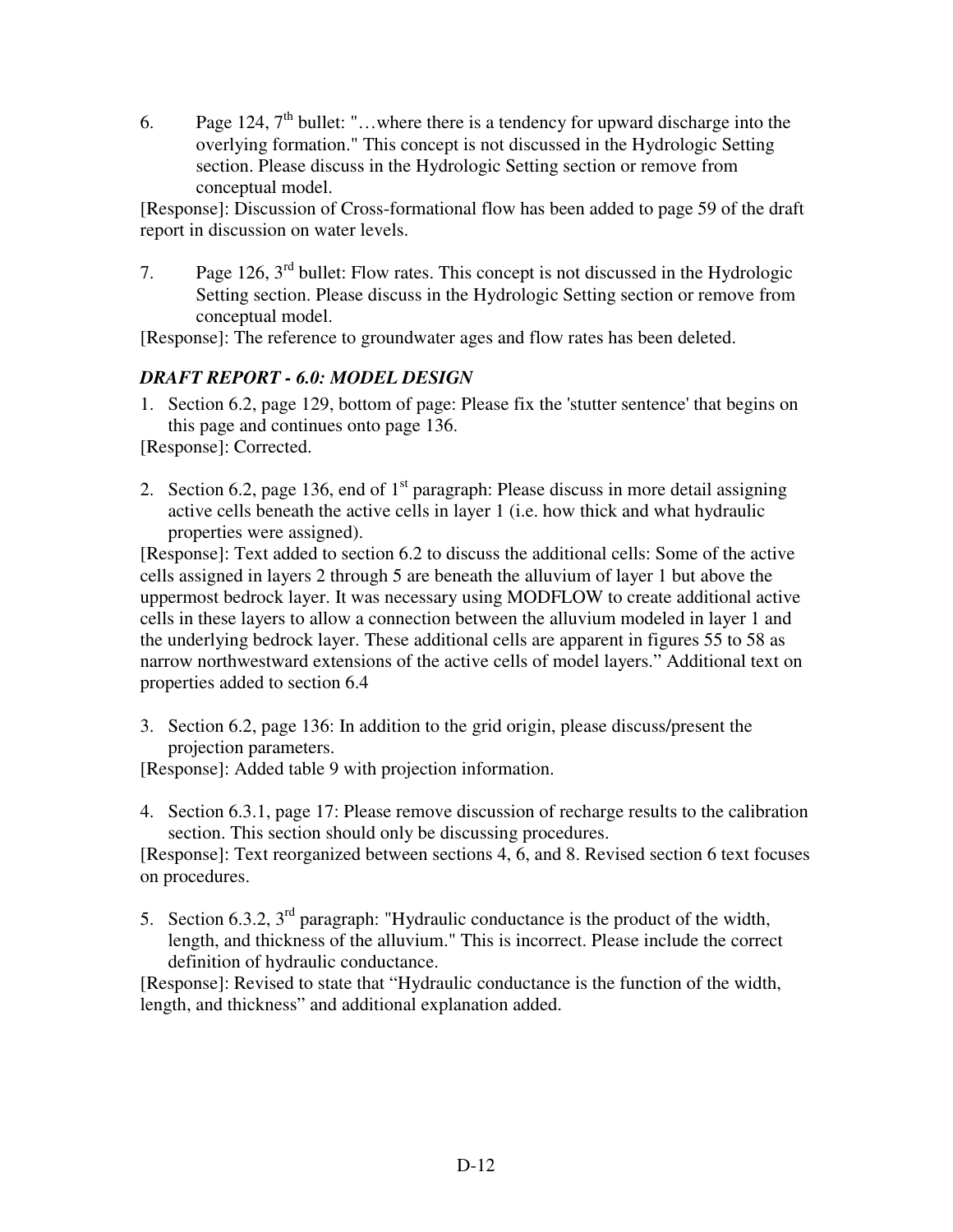6. Page 124, 7th bullet: "…where there is a tendency for upward discharge into the overlying formation." This concept is not discussed in the Hydrologic Setting section. Please discuss in the Hydrologic Setting section or remove from conceptual model.

[Response]: Discussion of Cross-formational flow has been added to page 59 of the draft report in discussion on water levels.

7. Page 126, 3rd bullet: Flow rates. This concept is not discussed in the Hydrologic Setting section. Please discuss in the Hydrologic Setting section or remove from conceptual model.

[Response]: The reference to groundwater ages and flow rates has been deleted.

### *DRAFT REPORT - 6.0: MODEL DESIGN*

1. Section 6.2, page 129, bottom of page: Please fix the 'stutter sentence' that begins on this page and continues onto page 136.

[Response]: Corrected.

2. Section 6.2, page 136, end of 1st paragraph: Please discuss in more detail assigning active cells beneath the active cells in layer 1 (i.e. how thick and what hydraulic properties were assigned).

[Response]: Text added to section 6.2 to discuss the additional cells: Some of the active cells assigned in layers 2 through 5 are beneath the alluvium of layer 1 but above the uppermost bedrock layer. It was necessary using MODFLOW to create additional active cells in these layers to allow a connection between the alluvium modeled in layer 1 and the underlying bedrock layer. These additional cells are apparent in figures 55 to 58 as narrow northwestward extensions of the active cells of model layers." Additional text on properties added to section 6.4

3. Section 6.2, page 136: In addition to the grid origin, please discuss/present the projection parameters.

[Response]: Added table 9 with projection information.

4. Section 6.3.1, page 17: Please remove discussion of recharge results to the calibration section. This section should only be discussing procedures.

[Response]: Text reorganized between sections 4, 6, and 8. Revised section 6 text focuses on procedures.

5. Section 6.3.2, 3rd paragraph: "Hydraulic conductance is the product of the width, length, and thickness of the alluvium." This is incorrect. Please include the correct definition of hydraulic conductance.

[Response]: Revised to state that "Hydraulic conductance is the function of the width, length, and thickness" and additional explanation added.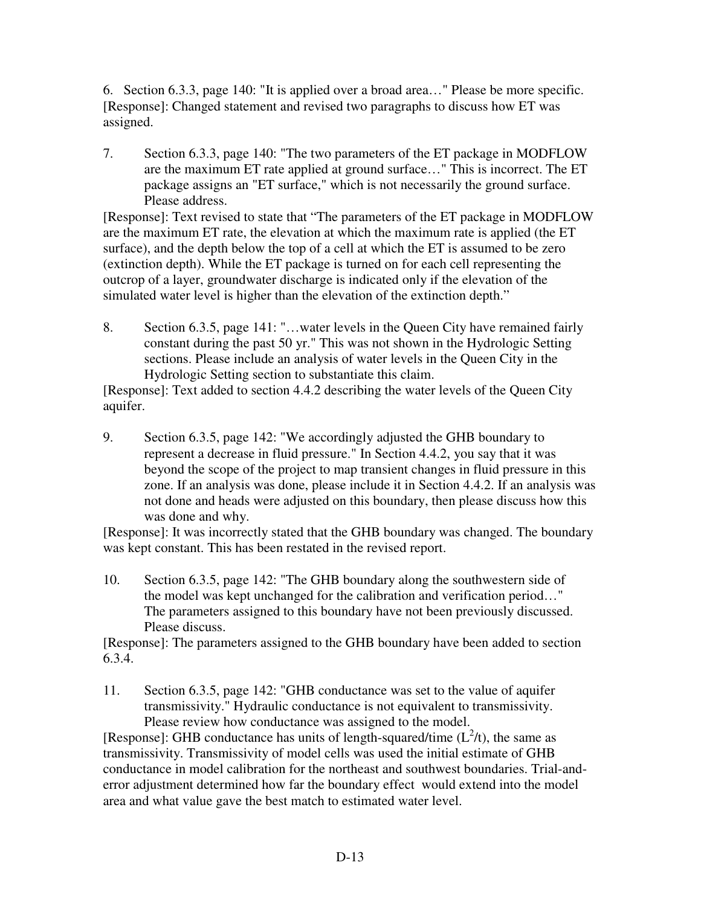6. Section 6.3.3, page 140: "It is applied over a broad area…" Please be more specific.
[Response]: Changed statement and revised two paragraphs to discuss how ET was assigned.

7. Section 6.3.3, page 140: "The two parameters of the ET package in MODFLOW are the maximum ET rate applied at ground surface…" This is incorrect. The ET package assigns an "ET surface," which is not necessarily the ground surface. Please address.

[Response]: Text revised to state that "The parameters of the ET package in MODFLOW are the maximum ET rate, the elevation at which the maximum rate is applied (the ET surface), and the depth below the top of a cell at which the ET is assumed to be zero (extinction depth). While the ET package is turned on for each cell representing the outcrop of a layer, groundwater discharge is indicated only if the elevation of the simulated water level is higher than the elevation of the extinction depth."

8. Section 6.3.5, page 141: "…water levels in the Queen City have remained fairly constant during the past 50 yr." This was not shown in the Hydrologic Setting sections. Please include an analysis of water levels in the Queen City in the Hydrologic Setting section to substantiate this claim.

[Response]: Text added to section 4.4.2 describing the water levels of the Queen City aquifer.

9. Section 6.3.5, page 142: "We accordingly adjusted the GHB boundary to represent a decrease in fluid pressure." In Section 4.4.2, you say that it was beyond the scope of the project to map transient changes in fluid pressure in this zone. If an analysis was done, please include it in Section 4.4.2. If an analysis was not done and heads were adjusted on this boundary, then please discuss how this was done and why.

[Response]: It was incorrectly stated that the GHB boundary was changed. The boundary was kept constant. This has been restated in the revised report.

10. Section 6.3.5, page 142: "The GHB boundary along the southwestern side of the model was kept unchanged for the calibration and verification period…" The parameters assigned to this boundary have not been previously discussed. Please discuss.

[Response]: The parameters assigned to the GHB boundary have been added to section 6.3.4.

11. Section 6.3.5, page 142: "GHB conductance was set to the value of aquifer transmissivity." Hydraulic conductance is not equivalent to transmissivity. Please review how conductance was assigned to the model.

[Response]: GHB conductance has units of length-squared/time ($L^2/t$), the same as transmissivity. Transmissivity of model cells was used the initial estimate of GHB conductance in model calibration for the northeast and southwest boundaries. Trial-and-error adjustment determined how far the boundary effect would extend into the model area and what value gave the best match to estimated water level.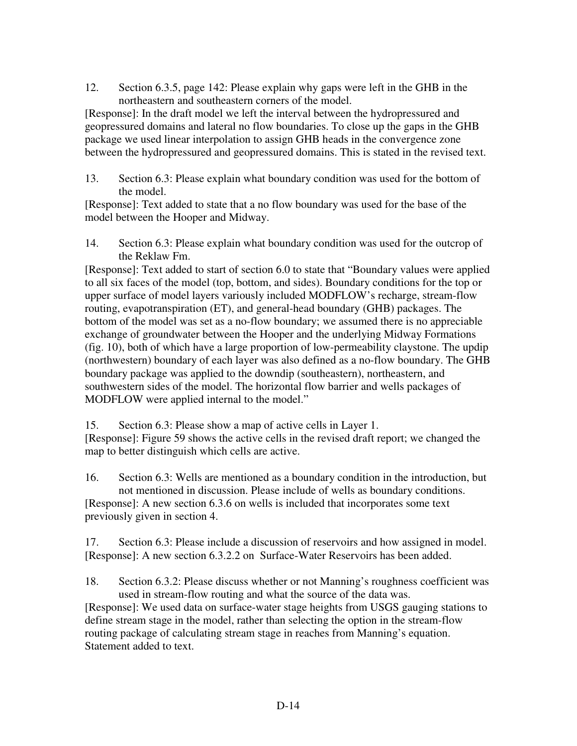12. Section 6.3.5, page 142: Please explain why gaps were left in the GHB in the northeastern and southeastern corners of the model.

[Response]: In the draft model we left the interval between the hydropressured and geopressured domains and lateral no flow boundaries. To close up the gaps in the GHB package we used linear interpolation to assign GHB heads in the convergence zone between the hydropressured and geopressured domains. This is stated in the revised text.

13. Section 6.3: Please explain what boundary condition was used for the bottom of the model.

[Response]: Text added to state that a no flow boundary was used for the base of the model between the Hooper and Midway.

14. Section 6.3: Please explain what boundary condition was used for the outcrop of the Reklaw Fm.

[Response]: Text added to start of section 6.0 to state that "Boundary values were applied to all six faces of the model (top, bottom, and sides). Boundary conditions for the top or upper surface of model layers variously included MODFLOW's recharge, stream-flow routing, evapotranspiration (ET), and general-head boundary (GHB) packages. The bottom of the model was set as a no-flow boundary; we assumed there is no appreciable exchange of groundwater between the Hooper and the underlying Midway Formations (fig. 10), both of which have a large proportion of low-permeability claystone. The updip (northwestern) boundary of each layer was also defined as a no-flow boundary. The GHB boundary package was applied to the downdip (southeastern), northeastern, and southwestern sides of the model. The horizontal flow barrier and wells packages of MODFLOW were applied internal to the model."

15. Section 6.3: Please show a map of active cells in Layer 1.

[Response]: Figure 59 shows the active cells in the revised draft report; we changed the map to better distinguish which cells are active.

16. Section 6.3: Wells are mentioned as a boundary condition in the introduction, but not mentioned in discussion. Please include of wells as boundary conditions.

[Response]: A new section 6.3.6 on wells is included that incorporates some text previously given in section 4.

17. Section 6.3: Please include a discussion of reservoirs and how assigned in model.

[Response]: A new section 6.3.2.2 on Surface-Water Reservoirs has been added.

18. Section 6.3.2: Please discuss whether or not Manning's roughness coefficient was used in stream-flow routing and what the source of the data was.

[Response]: We used data on surface-water stage heights from USGS gauging stations to define stream stage in the model, rather than selecting the option in the stream-flow routing package of calculating stream stage in reaches from Manning's equation. Statement added to text.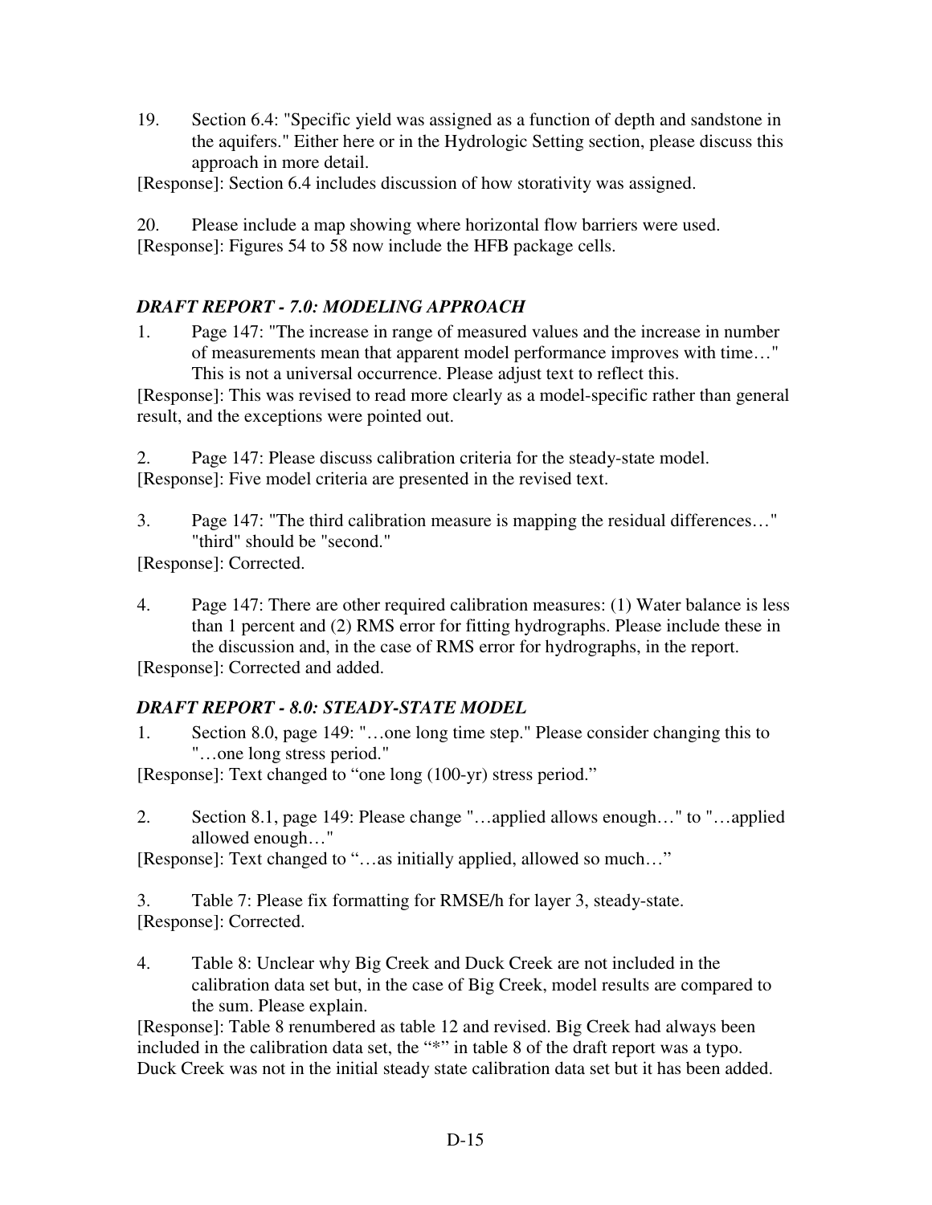19. Section 6.4: "Specific yield was assigned as a function of depth and sandstone in the aquifers." Either here or in the Hydrologic Setting section, please discuss this approach in more detail.

[Response]: Section 6.4 includes discussion of how storativity was assigned.

20. Please include a map showing where horizontal flow barriers were used.

[Response]: Figures 54 to 58 now include the HFB package cells.

### *DRAFT REPORT - 7.0: MODELING APPROACH*

1. Page 147: "The increase in range of measured values and the increase in number of measurements mean that apparent model performance improves with time…" This is not a universal occurrence. Please adjust text to reflect this.

[Response]: This was revised to read more clearly as a model-specific rather than general result, and the exceptions were pointed out.

2. Page 147: Please discuss calibration criteria for the steady-state model.

[Response]: Five model criteria are presented in the revised text.

3. Page 147: "The third calibration measure is mapping the residual differences…" "third" should be "second."

[Response]: Corrected.

4. Page 147: There are other required calibration measures: (1) Water balance is less than 1 percent and (2) RMS error for fitting hydrographs. Please include these in the discussion and, in the case of RMS error for hydrographs, in the report.

[Response]: Corrected and added.

### *DRAFT REPORT - 8.0: STEADY-STATE MODEL*

1. Section 8.0, page 149: "…one long time step." Please consider changing this to "…one long stress period."

[Response]: Text changed to "one long (100-yr) stress period."

2. Section 8.1, page 149: Please change "…applied allows enough…" to "…applied allowed enough…"

[Response]: Text changed to "…as initially applied, allowed so much…"

3. Table 7: Please fix formatting for RMSE/h for layer 3, steady-state.

[Response]: Corrected.

4. Table 8: Unclear why Big Creek and Duck Creek are not included in the calibration data set but, in the case of Big Creek, model results are compared to the sum. Please explain.

[Response]: Table 8 renumbered as table 12 and revised. Big Creek had always been included in the calibration data set, the "*" in table 8 of the draft report was a typo. Duck Creek was not in the initial steady state calibration data set but it has been added.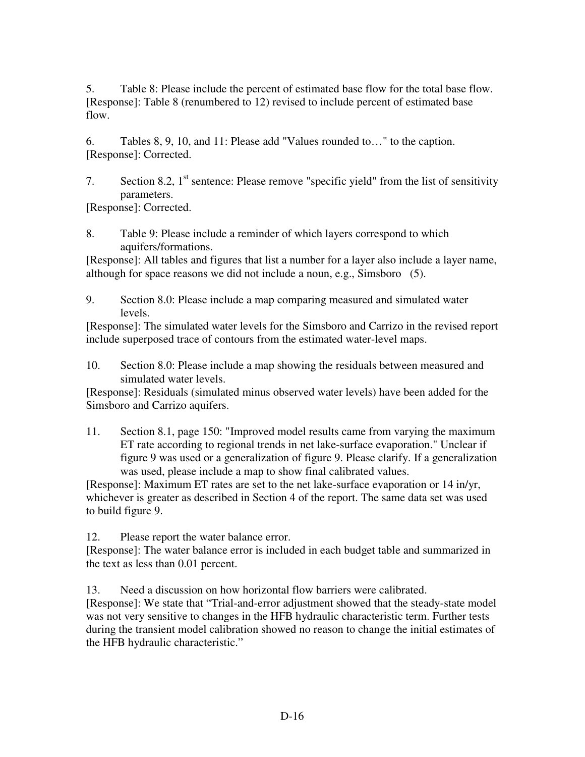5. Table 8: Please include the percent of estimated base flow for the total base flow.

[Response]: Table 8 (renumbered to 12) revised to include percent of estimated base flow.

6. Tables 8, 9, 10, and 11: Please add "Values rounded to…" to the caption.

[Response]: Corrected.

7. Section 8.2, 1st sentence: Please remove "specific yield" from the list of sensitivity parameters.

[Response]: Corrected.

8. Table 9: Please include a reminder of which layers correspond to which aquifers/formations.

[Response]: All tables and figures that list a number for a layer also include a layer name, although for space reasons we did not include a noun, e.g., Simsboro (5).

9. Section 8.0: Please include a map comparing measured and simulated water levels.

[Response]: The simulated water levels for the Simsboro and Carrizo in the revised report include superposed trace of contours from the estimated water-level maps.

10. Section 8.0: Please include a map showing the residuals between measured and simulated water levels.

[Response]: Residuals (simulated minus observed water levels) have been added for the Simsboro and Carrizo aquifers.

11. Section 8.1, page 150: "Improved model results came from varying the maximum ET rate according to regional trends in net lake-surface evaporation." Unclear if figure 9 was used or a generalization of figure 9. Please clarify. If a generalization was used, please include a map to show final calibrated values.

[Response]: Maximum ET rates are set to the net lake-surface evaporation or 14 in/yr, whichever is greater as described in Section 4 of the report. The same data set was used to build figure 9.

12. Please report the water balance error.

[Response]: The water balance error is included in each budget table and summarized in the text as less than 0.01 percent.

13. Need a discussion on how horizontal flow barriers were calibrated.

[Response]: We state that "Trial-and-error adjustment showed that the steady-state model was not very sensitive to changes in the HFB hydraulic characteristic term. Further tests during the transient model calibration showed no reason to change the initial estimates of the HFB hydraulic characteristic."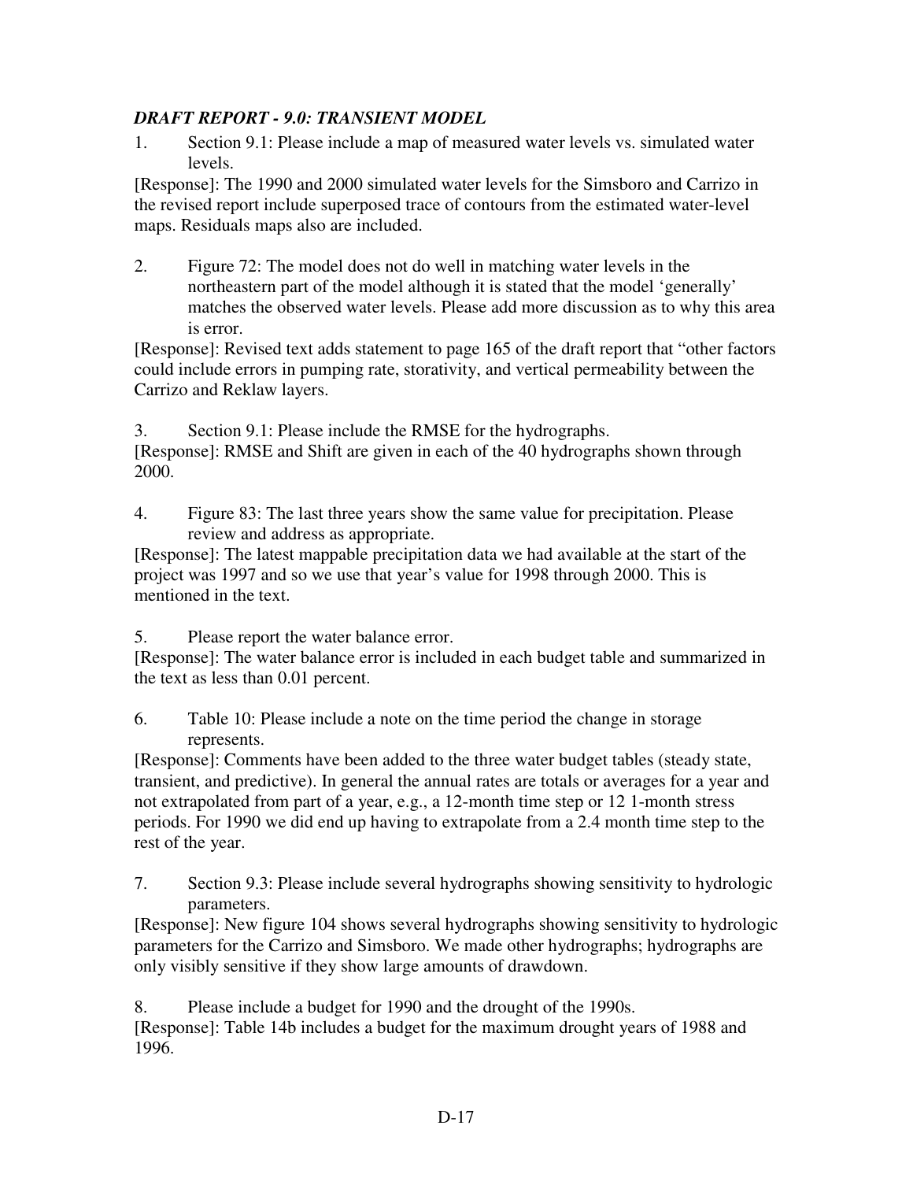### *DRAFT REPORT - 9.0: TRANSIENT MODEL*

1. Section 9.1: Please include a map of measured water levels vs. simulated water levels.

[Response]: The 1990 and 2000 simulated water levels for the Simsboro and Carrizo in the revised report include superposed trace of contours from the estimated water-level maps. Residuals maps also are included.

2. Figure 72: The model does not do well in matching water levels in the northeastern part of the model although it is stated that the model 'generally' matches the observed water levels. Please add more discussion as to why this area is error.

[Response]: Revised text adds statement to page 165 of the draft report that "other factors could include errors in pumping rate, storativity, and vertical permeability between the Carrizo and Reklaw layers.

3. Section 9.1: Please include the RMSE for the hydrographs.

[Response]: RMSE and Shift are given in each of the 40 hydrographs shown through 2000.

4. Figure 83: The last three years show the same value for precipitation. Please review and address as appropriate.

[Response]: The latest mappable precipitation data we had available at the start of the project was 1997 and so we use that year's value for 1998 through 2000. This is mentioned in the text.

5. Please report the water balance error.

[Response]: The water balance error is included in each budget table and summarized in the text as less than 0.01 percent.

6. Table 10: Please include a note on the time period the change in storage represents.

[Response]: Comments have been added to the three water budget tables (steady state, transient, and predictive). In general the annual rates are totals or averages for a year and not extrapolated from part of a year, e.g., a 12-month time step or 12 1-month stress periods. For 1990 we did end up having to extrapolate from a 2.4 month time step to the rest of the year.

7. Section 9.3: Please include several hydrographs showing sensitivity to hydrologic parameters.

[Response]: New figure 104 shows several hydrographs showing sensitivity to hydrologic parameters for the Carrizo and Simsboro. We made other hydrographs; hydrographs are only visibly sensitive if they show large amounts of drawdown.

8. Please include a budget for 1990 and the drought of the 1990s.

[Response]: Table 14b includes a budget for the maximum drought years of 1988 and 1996.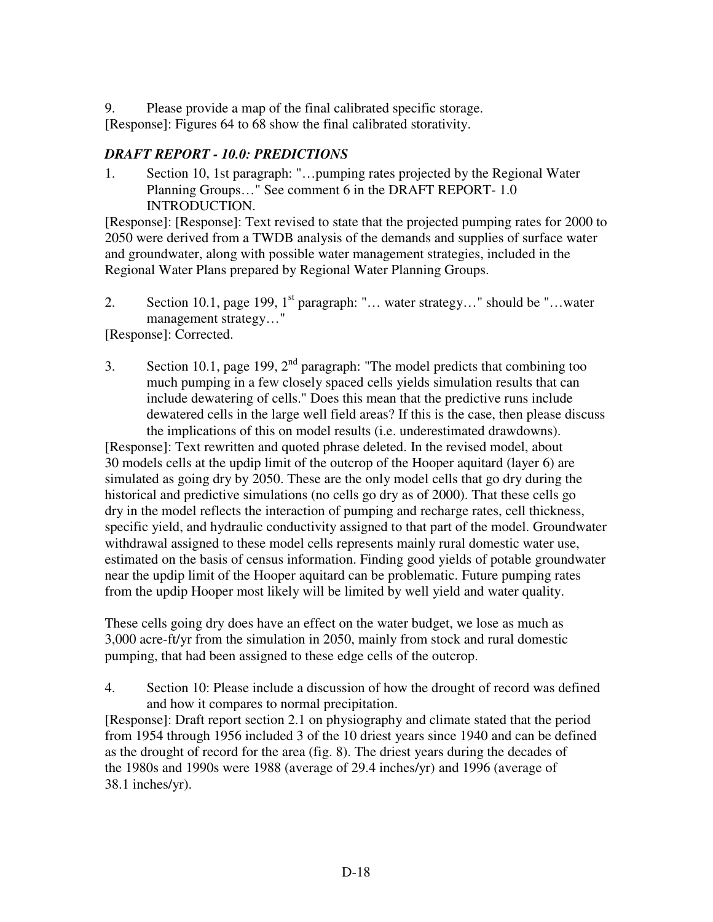9. Please provide a map of the final calibrated specific storage.

[Response]: Figures 64 to 68 show the final calibrated storativity.

### *DRAFT REPORT - 10.0: PREDICTIONS*

1. Section 10, 1st paragraph: "…pumping rates projected by the Regional Water Planning Groups…" See comment 6 in the DRAFT REPORT- 1.0 INTRODUCTION.

[Response]: [Response]: Text revised to state that the projected pumping rates for 2000 to 2050 were derived from a TWDB analysis of the demands and supplies of surface water and groundwater, along with possible water management strategies, included in the Regional Water Plans prepared by Regional Water Planning Groups.

2. Section 10.1, page 199, 1st paragraph: "… water strategy…" should be "…water management strategy…"

[Response]: Corrected.

3. Section 10.1, page 199, 2nd paragraph: "The model predicts that combining too much pumping in a few closely spaced cells yields simulation results that can include dewatering of cells." Does this mean that the predictive runs include dewatered cells in the large well field areas? If this is the case, then please discuss the implications of this on model results (i.e. underestimated drawdowns).

[Response]: Text rewritten and quoted phrase deleted. In the revised model, about 30 models cells at the updip limit of the outcrop of the Hooper aquitard (layer 6) are simulated as going dry by 2050. These are the only model cells that go dry during the historical and predictive simulations (no cells go dry as of 2000). That these cells go dry in the model reflects the interaction of pumping and recharge rates, cell thickness, specific yield, and hydraulic conductivity assigned to that part of the model. Groundwater withdrawal assigned to these model cells represents mainly rural domestic water use, estimated on the basis of census information. Finding good yields of potable groundwater near the updip limit of the Hooper aquitard can be problematic. Future pumping rates from the updip Hooper most likely will be limited by well yield and water quality.

These cells going dry does have an effect on the water budget, we lose as much as 3,000 acre-ft/yr from the simulation in 2050, mainly from stock and rural domestic pumping, that had been assigned to these edge cells of the outcrop.

4. Section 10: Please include a discussion of how the drought of record was defined and how it compares to normal precipitation.

[Response]: Draft report section 2.1 on physiography and climate stated that the period from 1954 through 1956 included 3 of the 10 driest years since 1940 and can be defined as the drought of record for the area (fig. 8). The driest years during the decades of the 1980s and 1990s were 1988 (average of 29.4 inches/yr) and 1996 (average of 38.1 inches/yr).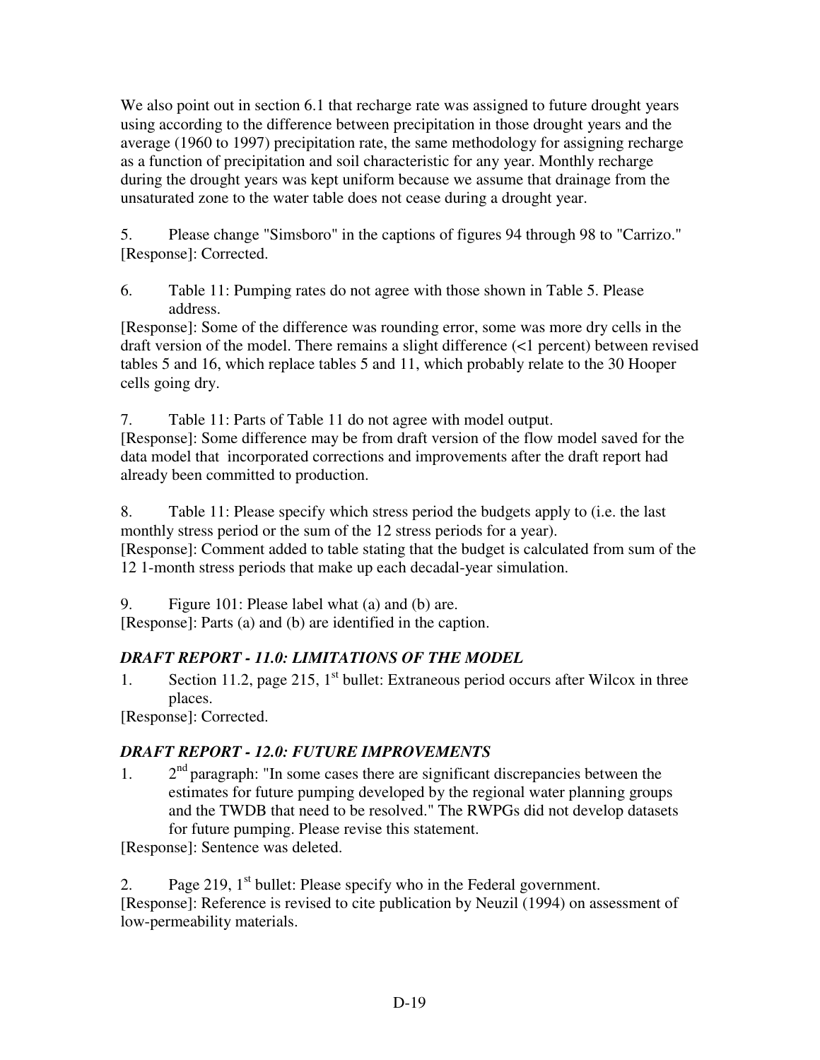We also point out in section 6.1 that recharge rate was assigned to future drought years using according to the difference between precipitation in those drought years and the average (1960 to 1997) precipitation rate, the same methodology for assigning recharge as a function of precipitation and soil characteristic for any year. Monthly recharge during the drought years was kept uniform because we assume that drainage from the unsaturated zone to the water table does not cease during a drought year.

5. Please change "Simsboro" in the captions of figures 94 through 98 to "Carrizo."
[Response]: Corrected.

6. Table 11: Pumping rates do not agree with those shown in Table 5. Please address.
[Response]: Some of the difference was rounding error, some was more dry cells in the draft version of the model. There remains a slight difference (<1 percent) between revised tables 5 and 16, which replace tables 5 and 11, which probably relate to the 30 Hooper cells going dry.

7. Table 11: Parts of Table 11 do not agree with model output.
[Response]: Some difference may be from draft version of the flow model saved for the data model that incorporated corrections and improvements after the draft report had already been committed to production.

8. Table 11: Please specify which stress period the budgets apply to (i.e. the last monthly stress period or the sum of the 12 stress periods for a year).
[Response]: Comment added to table stating that the budget is calculated from sum of the 12 1-month stress periods that make up each decadal-year simulation.

9. Figure 101: Please label what (a) and (b) are.
[Response]: Parts (a) and (b) are identified in the caption.

### *DRAFT REPORT - 11.0: LIMITATIONS OF THE MODEL*

1. Section 11.2, page 215, 1st bullet: Extraneous period occurs after Wilcox in three places.
[Response]: Corrected.

### *DRAFT REPORT - 12.0: FUTURE IMPROVEMENTS*

1. 2nd paragraph: "In some cases there are significant discrepancies between the estimates for future pumping developed by the regional water planning groups and the TWDB that need to be resolved." The RWPGs did not develop datasets for future pumping. Please revise this statement.
[Response]: Sentence was deleted.

2. Page 219, 1st bullet: Please specify who in the Federal government.
[Response]: Reference is revised to cite publication by Neuzil (1994) on assessment of low-permeability materials.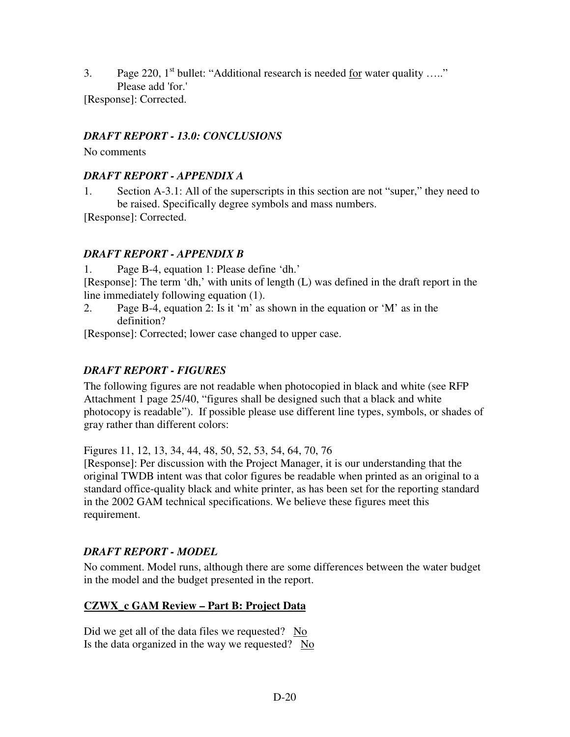3. Page 220, 1st bullet: "Additional research is needed <u>for</u> water quality ….." Please add 'for.'

[Response]: Corrected.

### *DRAFT REPORT - 13.0: CONCLUSIONS*

No comments

### *DRAFT REPORT - APPENDIX A*

1. Section A-3.1: All of the superscripts in this section are not "super," they need to be raised. Specifically degree symbols and mass numbers.

[Response]: Corrected.

### *DRAFT REPORT - APPENDIX B*

1. Page B-4, equation 1: Please define 'dh.'

[Response]: The term 'dh,' with units of length (L) was defined in the draft report in the line immediately following equation (1).

2. Page B-4, equation 2: Is it 'm' as shown in the equation or 'M' as in the definition?

[Response]: Corrected; lower case changed to upper case.

### *DRAFT REPORT - FIGURES*

The following figures are not readable when photocopied in black and white (see RFP Attachment 1 page 25/40, "figures shall be designed such that a black and white photocopy is readable"). If possible please use different line types, symbols, or shades of gray rather than different colors:

Figures 11, 12, 13, 34, 44, 48, 50, 52, 53, 54, 64, 70, 76

[Response]: Per discussion with the Project Manager, it is our understanding that the original TWDB intent was that color figures be readable when printed as an original to a standard office-quality black and white printer, as has been set for the reporting standard in the 2002 GAM technical specifications. We believe these figures meet this requirement.

### *DRAFT REPORT - MODEL*

No comment. Model runs, although there are some differences between the water budget in the model and the budget presented in the report.

## <u>**CZWX_c GAM Review – Part B: Project Data**</u>

Did we get all of the data files we requested? <u>No</u>

Is the data organized in the way we requested? <u>No</u>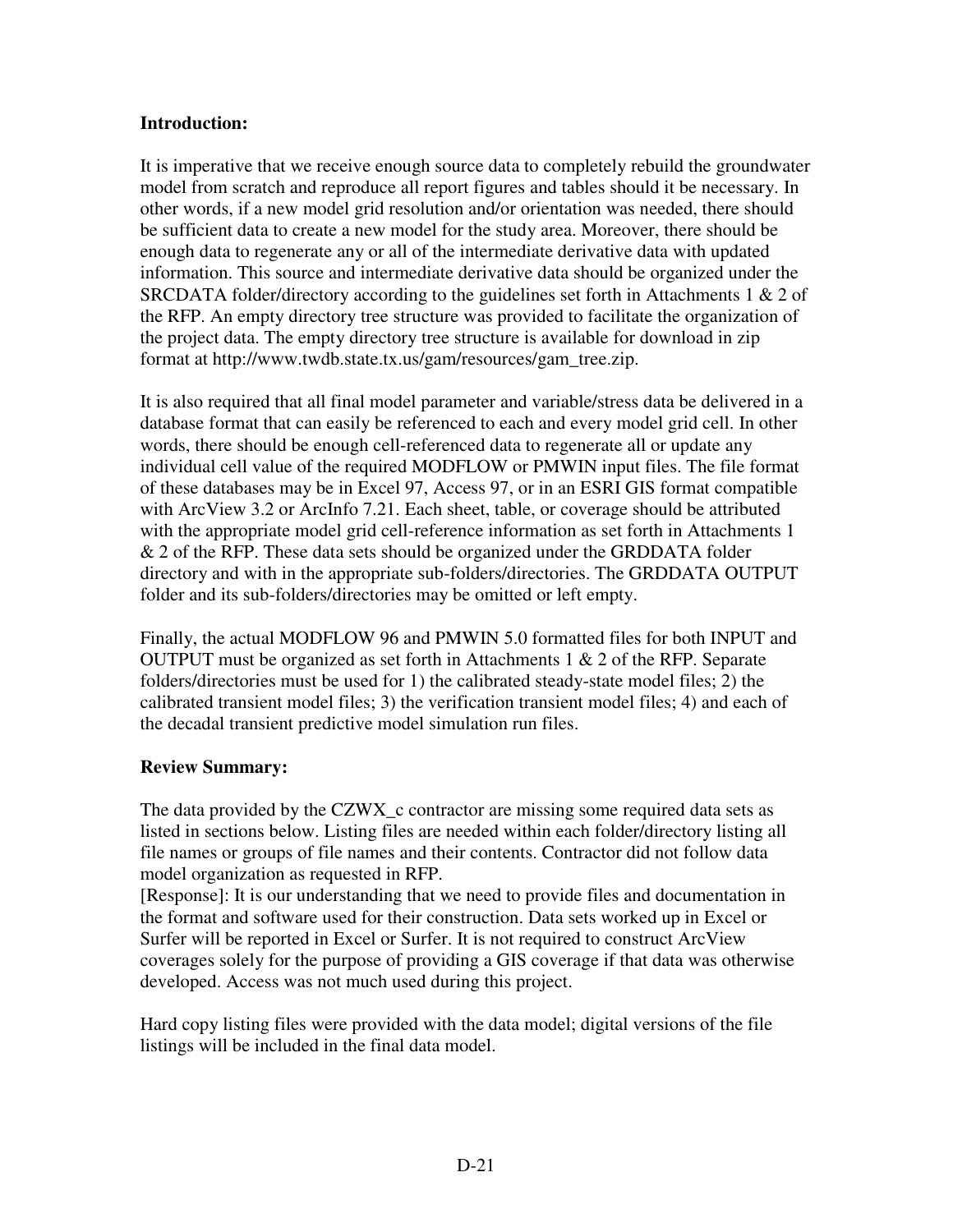**Introduction:**

It is imperative that we receive enough source data to completely rebuild the groundwater model from scratch and reproduce all report figures and tables should it be necessary. In other words, if a new model grid resolution and/or orientation was needed, there should be sufficient data to create a new model for the study area. Moreover, there should be enough data to regenerate any or all of the intermediate derivative data with updated information. This source and intermediate derivative data should be organized under the SRCDATA folder/directory according to the guidelines set forth in Attachments 1 & 2 of the RFP. An empty directory tree structure was provided to facilitate the organization of the project data. The empty directory tree structure is available for download in zip format at http://www.twdb.state.tx.us/gam/resources/gam_tree.zip.

It is also required that all final model parameter and variable/stress data be delivered in a database format that can easily be referenced to each and every model grid cell. In other words, there should be enough cell-referenced data to regenerate all or update any individual cell value of the required MODFLOW or PMWIN input files. The file format of these databases may be in Excel 97, Access 97, or in an ESRI GIS format compatible with ArcView 3.2 or ArcInfo 7.21. Each sheet, table, or coverage should be attributed with the appropriate model grid cell-reference information as set forth in Attachments 1 & 2 of the RFP. These data sets should be organized under the GRDDATA folder directory and with in the appropriate sub-folders/directories. The GRDDATA OUTPUT folder and its sub-folders/directories may be omitted or left empty.

Finally, the actual MODFLOW 96 and PMWIN 5.0 formatted files for both INPUT and OUTPUT must be organized as set forth in Attachments 1 & 2 of the RFP. Separate folders/directories must be used for 1) the calibrated steady-state model files; 2) the calibrated transient model files; 3) the verification transient model files; 4) and each of the decadal transient predictive model simulation run files.

**Review Summary:**

The data provided by the CZWX_c contractor are missing some required data sets as listed in sections below. Listing files are needed within each folder/directory listing all file names or groups of file names and their contents. Contractor did not follow data model organization as requested in RFP.
[Response]: It is our understanding that we need to provide files and documentation in the format and software used for their construction. Data sets worked up in Excel or Surfer will be reported in Excel or Surfer. It is not required to construct ArcView coverages solely for the purpose of providing a GIS coverage if that data was otherwise developed. Access was not much used during this project.

Hard copy listing files were provided with the data model; digital versions of the file listings will be included in the final data model.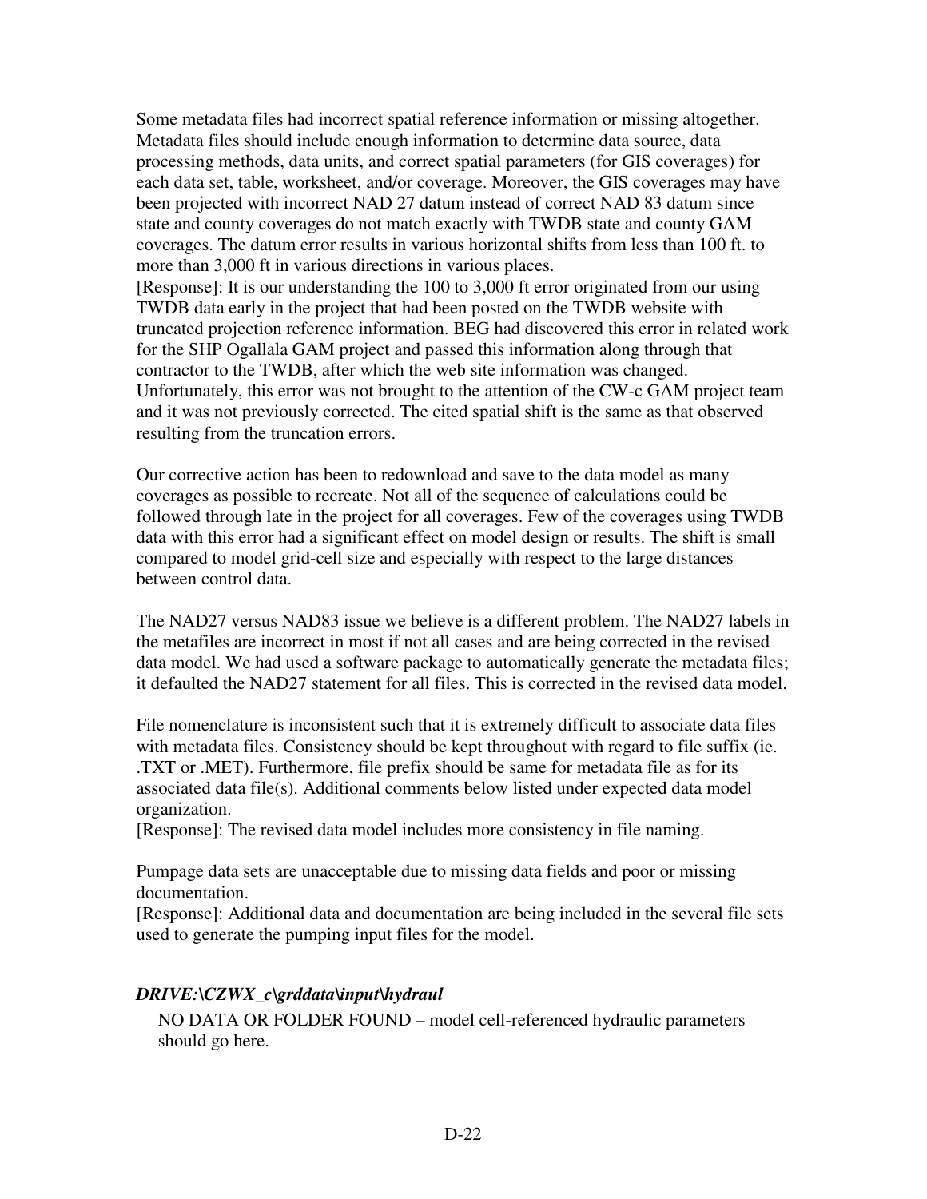Some metadata files had incorrect spatial reference information or missing altogether. Metadata files should include enough information to determine data source, data processing methods, data units, and correct spatial parameters (for GIS coverages) for each data set, table, worksheet, and/or coverage. Moreover, the GIS coverages may have been projected with incorrect NAD 27 datum instead of correct NAD 83 datum since state and county coverages do not match exactly with TWDB state and county GAM coverages. The datum error results in various horizontal shifts from less than 100 ft. to more than 3,000 ft in various directions in various places.
[Response]: It is our understanding the 100 to 3,000 ft error originated from our using TWDB data early in the project that had been posted on the TWDB website with truncated projection reference information. BEG had discovered this error in related work for the SHP Ogallala GAM project and passed this information along through that contractor to the TWDB, after which the web site information was changed. Unfortunately, this error was not brought to the attention of the CW-c GAM project team and it was not previously corrected. The cited spatial shift is the same as that observed resulting from the truncation errors.

Our corrective action has been to redownload and save to the data model as many coverages as possible to recreate. Not all of the sequence of calculations could be followed through late in the project for all coverages. Few of the coverages using TWDB data with this error had a significant effect on model design or results. The shift is small compared to model grid-cell size and especially with respect to the large distances between control data.

The NAD27 versus NAD83 issue we believe is a different problem. The NAD27 labels in the metafiles are incorrect in most if not all cases and are being corrected in the revised data model. We had used a software package to automatically generate the metadata files; it defaulted the NAD27 statement for all files. This is corrected in the revised data model.

File nomenclature is inconsistent such that it is extremely difficult to associate data files with metadata files. Consistency should be kept throughout with regard to file suffix (ie. .TXT or .MET). Furthermore, file prefix should be same for metadata file as for its associated data file(s). Additional comments below listed under expected data model organization.
[Response]: The revised data model includes more consistency in file naming.

Pumpage data sets are unacceptable due to missing data fields and poor or missing documentation.
[Response]: Additional data and documentation are being included in the several file sets used to generate the pumping input files for the model.

***DRIVE:\CZWX_c\grddata\input\hydraul***

NO DATA OR FOLDER FOUND – model cell-referenced hydraulic parameters should go here.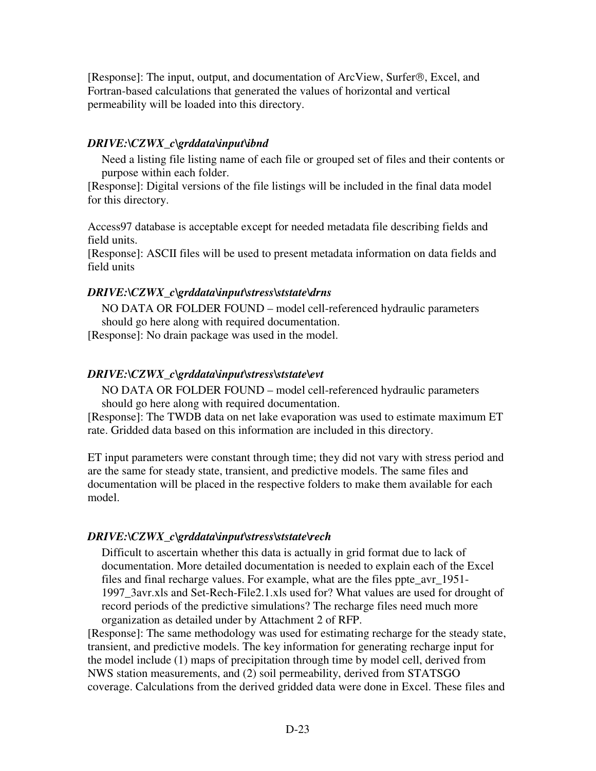[Response]: The input, output, and documentation of ArcView, Surfer®, Excel, and Fortran-based calculations that generated the values of horizontal and vertical permeability will be loaded into this directory.

***DRIVE:\CZWX_c\grddata\input\ibnd***

Need a listing file listing name of each file or grouped set of files and their contents or purpose within each folder.

[Response]: Digital versions of the file listings will be included in the final data model for this directory.

Access97 database is acceptable except for needed metadata file describing fields and field units.

[Response]: ASCII files will be used to present metadata information on data fields and field units

***DRIVE:\CZWX_c\grddata\input\stress\ststate\drns***

NO DATA OR FOLDER FOUND – model cell-referenced hydraulic parameters should go here along with required documentation.

[Response]: No drain package was used in the model.

***DRIVE:\CZWX_c\grddata\input\stress\ststate\evt***

NO DATA OR FOLDER FOUND – model cell-referenced hydraulic parameters should go here along with required documentation.

[Response]: The TWDB data on net lake evaporation was used to estimate maximum ET rate. Gridded data based on this information are included in this directory.

ET input parameters were constant through time; they did not vary with stress period and are the same for steady state, transient, and predictive models. The same files and documentation will be placed in the respective folders to make them available for each model.

***DRIVE:\CZWX_c\grddata\input\stress\ststate\rech***

Difficult to ascertain whether this data is actually in grid format due to lack of documentation. More detailed documentation is needed to explain each of the Excel files and final recharge values. For example, what are the files ppte_avr_1951-1997_3avr.xls and Set-Rech-File2.1.xls used for? What values are used for drought of record periods of the predictive simulations? The recharge files need much more organization as detailed under by Attachment 2 of RFP.

[Response]: The same methodology was used for estimating recharge for the steady state, transient, and predictive models. The key information for generating recharge input for the model include (1) maps of precipitation through time by model cell, derived from NWS station measurements, and (2) soil permeability, derived from STATSGO coverage. Calculations from the derived gridded data were done in Excel. These files and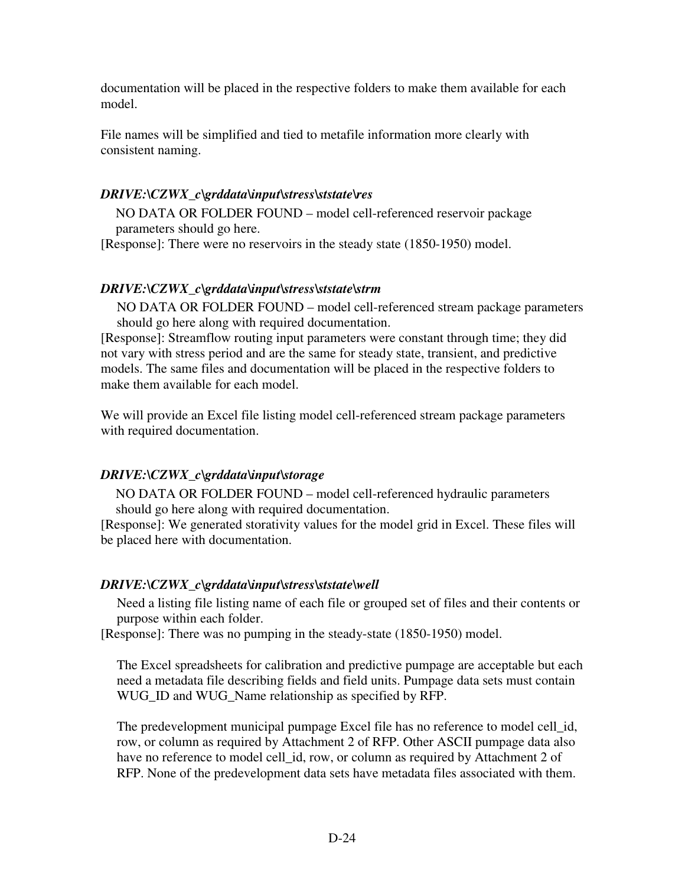documentation will be placed in the respective folders to make them available for each model.

File names will be simplified and tied to metafile information more clearly with consistent naming.

***DRIVE:\CZWX_c\grddata\input\stress\ststate\res***

NO DATA OR FOLDER FOUND – model cell-referenced reservoir package parameters should go here.

[Response]: There were no reservoirs in the steady state (1850-1950) model.

***DRIVE:\CZWX_c\grddata\input\stress\ststate\strm***

NO DATA OR FOLDER FOUND – model cell-referenced stream package parameters should go here along with required documentation.

[Response]: Streamflow routing input parameters were constant through time; they did not vary with stress period and are the same for steady state, transient, and predictive models. The same files and documentation will be placed in the respective folders to make them available for each model.

We will provide an Excel file listing model cell-referenced stream package parameters with required documentation.

***DRIVE:\CZWX_c\grddata\input\storage***

NO DATA OR FOLDER FOUND – model cell-referenced hydraulic parameters should go here along with required documentation.

[Response]: We generated storativity values for the model grid in Excel. These files will be placed here with documentation.

***DRIVE:\CZWX_c\grddata\input\stress\ststate\well***

Need a listing file listing name of each file or grouped set of files and their contents or purpose within each folder.

[Response]: There was no pumping in the steady-state (1850-1950) model.

The Excel spreadsheets for calibration and predictive pumpage are acceptable but each need a metadata file describing fields and field units. Pumpage data sets must contain WUG_ID and WUG_Name relationship as specified by RFP.

The predevelopment municipal pumpage Excel file has no reference to model cell_id, row, or column as required by Attachment 2 of RFP. Other ASCII pumpage data also have no reference to model cell_id, row, or column as required by Attachment 2 of RFP. None of the predevelopment data sets have metadata files associated with them.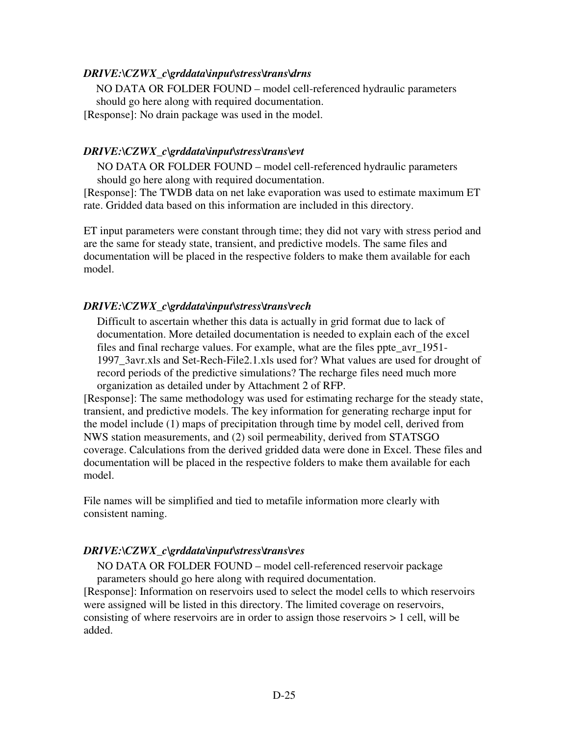***DRIVE:\CZWX_c\grddata\input\stress\trans\drns***

NO DATA OR FOLDER FOUND – model cell-referenced hydraulic parameters should go here along with required documentation.

[Response]: No drain package was used in the model.

***DRIVE:\CZWX_c\grddata\input\stress\trans\evt***

NO DATA OR FOLDER FOUND – model cell-referenced hydraulic parameters should go here along with required documentation.

[Response]: The TWDB data on net lake evaporation was used to estimate maximum ET rate. Gridded data based on this information are included in this directory.

ET input parameters were constant through time; they did not vary with stress period and are the same for steady state, transient, and predictive models. The same files and documentation will be placed in the respective folders to make them available for each model.

***DRIVE:\CZWX_c\grddata\input\stress\trans\rech***

Difficult to ascertain whether this data is actually in grid format due to lack of documentation. More detailed documentation is needed to explain each of the excel files and final recharge values. For example, what are the files ppte_avr_1951-1997_3avr.xls and Set-Rech-File2.1.xls used for? What values are used for drought of record periods of the predictive simulations? The recharge files need much more organization as detailed under by Attachment 2 of RFP.

[Response]: The same methodology was used for estimating recharge for the steady state, transient, and predictive models. The key information for generating recharge input for the model include (1) maps of precipitation through time by model cell, derived from NWS station measurements, and (2) soil permeability, derived from STATSGO coverage. Calculations from the derived gridded data were done in Excel. These files and documentation will be placed in the respective folders to make them available for each model.

File names will be simplified and tied to metafile information more clearly with consistent naming.

***DRIVE:\CZWX_c\grddata\input\stress\trans\res***

NO DATA OR FOLDER FOUND – model cell-referenced reservoir package parameters should go here along with required documentation.

[Response]: Information on reservoirs used to select the model cells to which reservoirs were assigned will be listed in this directory. The limited coverage on reservoirs, consisting of where reservoirs are in order to assign those reservoirs > 1 cell, will be added.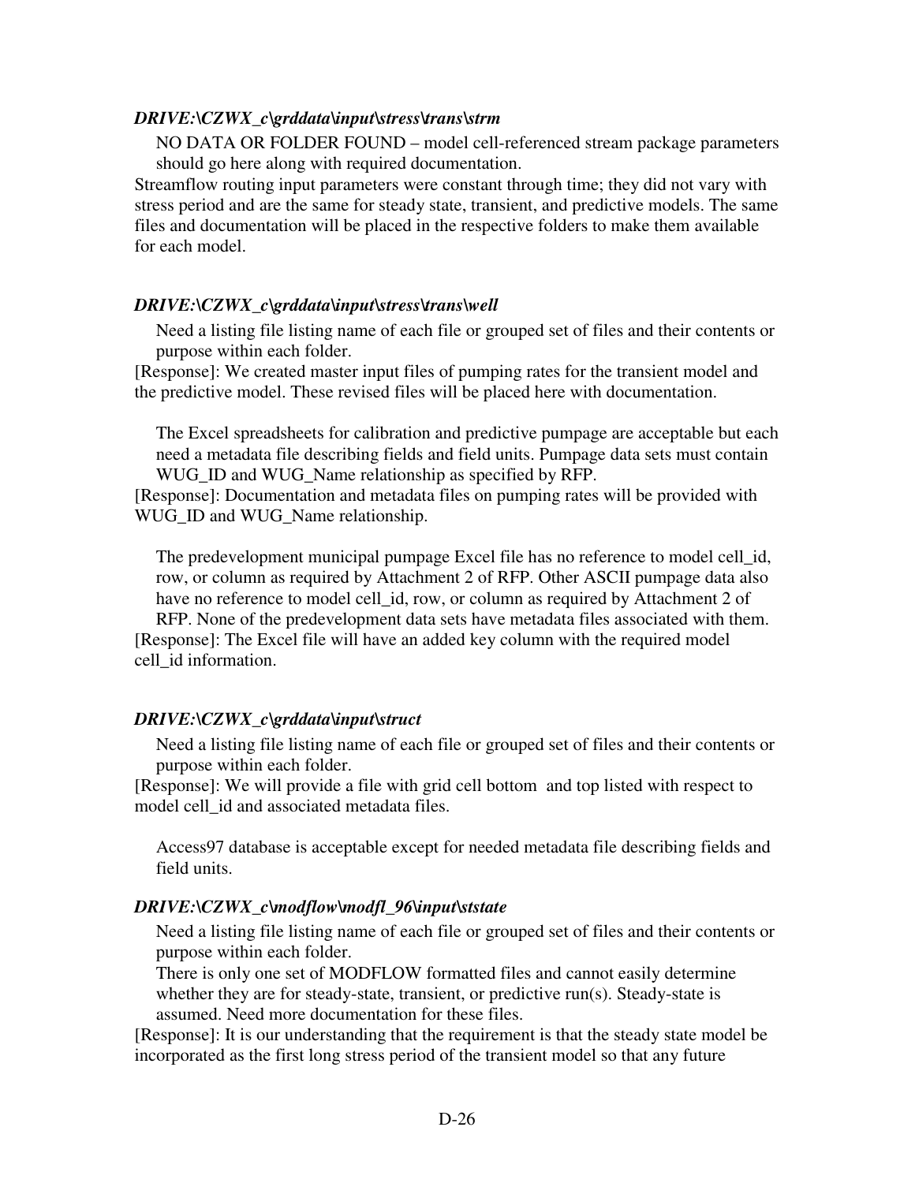***DRIVE:\CZWX_c\grddata\input\stress\trans\strm***

NO DATA OR FOLDER FOUND – model cell-referenced stream package parameters should go here along with required documentation.

Streamflow routing input parameters were constant through time; they did not vary with stress period and are the same for steady state, transient, and predictive models. The same files and documentation will be placed in the respective folders to make them available for each model.

***DRIVE:\CZWX_c\grddata\input\stress\trans\well***

Need a listing file listing name of each file or grouped set of files and their contents or purpose within each folder.

[Response]: We created master input files of pumping rates for the transient model and the predictive model. These revised files will be placed here with documentation.

The Excel spreadsheets for calibration and predictive pumpage are acceptable but each need a metadata file describing fields and field units. Pumpage data sets must contain WUG_ID and WUG_Name relationship as specified by RFP.

[Response]: Documentation and metadata files on pumping rates will be provided with WUG_ID and WUG_Name relationship.

The predevelopment municipal pumpage Excel file has no reference to model cell_id, row, or column as required by Attachment 2 of RFP. Other ASCII pumpage data also have no reference to model cell_id, row, or column as required by Attachment 2 of RFP. None of the predevelopment data sets have metadata files associated with them.

[Response]: The Excel file will have an added key column with the required model cell_id information.

***DRIVE:\CZWX_c\grddata\input\struct***

Need a listing file listing name of each file or grouped set of files and their contents or purpose within each folder.

[Response]: We will provide a file with grid cell bottom and top listed with respect to model cell_id and associated metadata files.

Access97 database is acceptable except for needed metadata file describing fields and field units.

***DRIVE:\CZWX_c\modflow\modfl_96\input\ststate***

Need a listing file listing name of each file or grouped set of files and their contents or purpose within each folder.

There is only one set of MODFLOW formatted files and cannot easily determine whether they are for steady-state, transient, or predictive run(s). Steady-state is assumed. Need more documentation for these files.

[Response]: It is our understanding that the requirement is that the steady state model be incorporated as the first long stress period of the transient model so that any future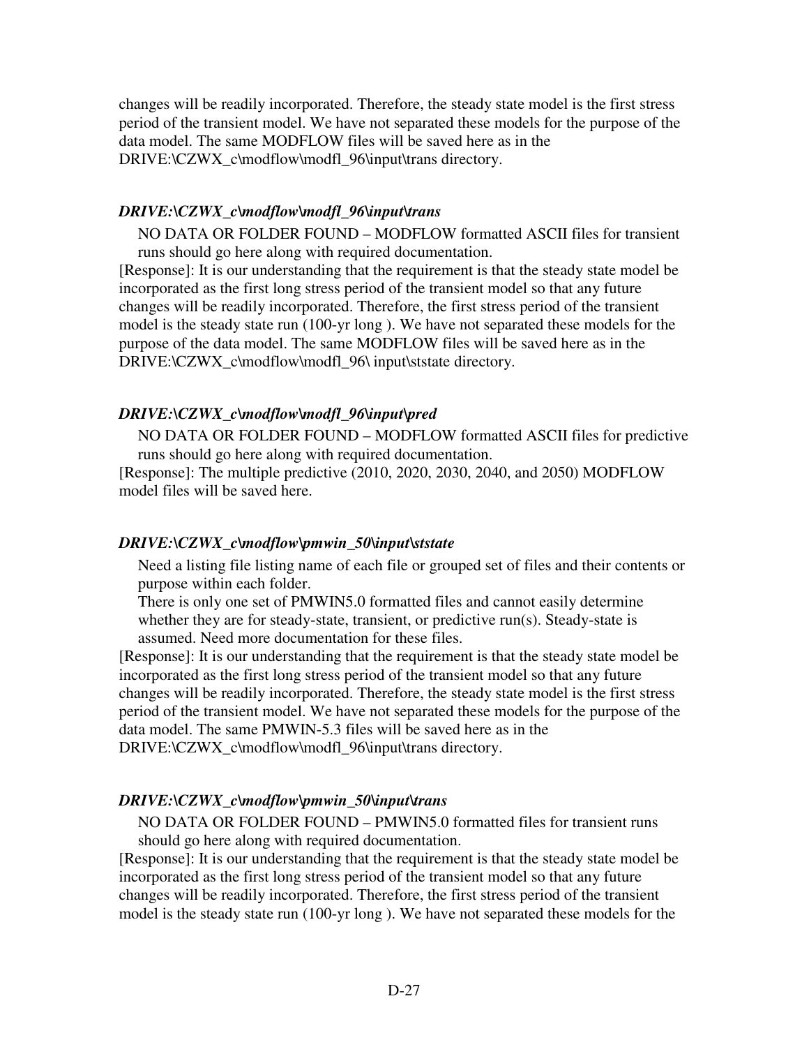changes will be readily incorporated. Therefore, the steady state model is the first stress period of the transient model. We have not separated these models for the purpose of the data model. The same MODFLOW files will be saved here as in the DRIVE:\CZWX_c\modflow\modfl_96\input\trans directory.

***DRIVE:\CZWX_c\modflow\modfl_96\input\trans***

NO DATA OR FOLDER FOUND – MODFLOW formatted ASCII files for transient runs should go here along with required documentation.

[Response]: It is our understanding that the requirement is that the steady state model be incorporated as the first long stress period of the transient model so that any future changes will be readily incorporated. Therefore, the first stress period of the transient model is the steady state run (100-yr long ). We have not separated these models for the purpose of the data model. The same MODFLOW files will be saved here as in the DRIVE:\CZWX_c\modflow\modfl_96\ input\ststate directory.

***DRIVE:\CZWX_c\modflow\modfl_96\input\pred***

NO DATA OR FOLDER FOUND – MODFLOW formatted ASCII files for predictive runs should go here along with required documentation.

[Response]: The multiple predictive (2010, 2020, 2030, 2040, and 2050) MODFLOW model files will be saved here.

***DRIVE:\CZWX_c\modflow\pmwin_50\input\ststate***

Need a listing file listing name of each file or grouped set of files and their contents or purpose within each folder.

There is only one set of PMWIN5.0 formatted files and cannot easily determine whether they are for steady-state, transient, or predictive run(s). Steady-state is assumed. Need more documentation for these files.

[Response]: It is our understanding that the requirement is that the steady state model be incorporated as the first long stress period of the transient model so that any future changes will be readily incorporated. Therefore, the steady state model is the first stress period of the transient model. We have not separated these models for the purpose of the data model. The same PMWIN-5.3 files will be saved here as in the DRIVE:\CZWX_c\modflow\modfl_96\input\trans directory.

***DRIVE:\CZWX_c\modflow\pmwin_50\input\trans***

NO DATA OR FOLDER FOUND – PMWIN5.0 formatted files for transient runs should go here along with required documentation.

[Response]: It is our understanding that the requirement is that the steady state model be incorporated as the first long stress period of the transient model so that any future changes will be readily incorporated. Therefore, the first stress period of the transient model is the steady state run (100-yr long ). We have not separated these models for the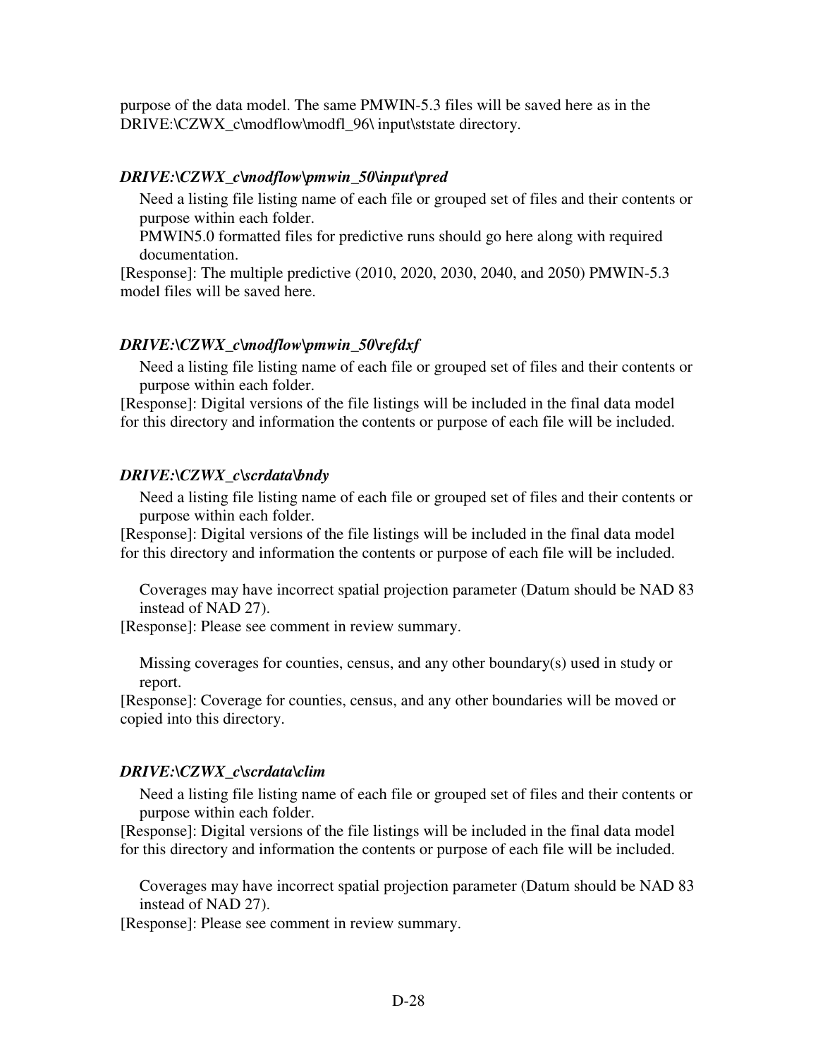purpose of the data model. The same PMWIN-5.3 files will be saved here as in the DRIVE:\CZWX_c\modflow\modfl_96\ input\ststate directory.

***DRIVE:\CZWX_c\modflow\pmwin_50\input\pred***

Need a listing file listing name of each file or grouped set of files and their contents or purpose within each folder.

PMWIN5.0 formatted files for predictive runs should go here along with required documentation.

[Response]: The multiple predictive (2010, 2020, 2030, 2040, and 2050) PMWIN-5.3 model files will be saved here.

***DRIVE:\CZWX_c\modflow\pmwin_50\refdxf***

Need a listing file listing name of each file or grouped set of files and their contents or purpose within each folder.

[Response]: Digital versions of the file listings will be included in the final data model for this directory and information the contents or purpose of each file will be included.

***DRIVE:\CZWX_c\scrdata\bndy***

Need a listing file listing name of each file or grouped set of files and their contents or purpose within each folder.

[Response]: Digital versions of the file listings will be included in the final data model for this directory and information the contents or purpose of each file will be included.

Coverages may have incorrect spatial projection parameter (Datum should be NAD 83 instead of NAD 27).

[Response]: Please see comment in review summary.

Missing coverages for counties, census, and any other boundary(s) used in study or report.

[Response]: Coverage for counties, census, and any other boundaries will be moved or copied into this directory.

***DRIVE:\CZWX_c\scrdata\clim***

Need a listing file listing name of each file or grouped set of files and their contents or purpose within each folder.

[Response]: Digital versions of the file listings will be included in the final data model for this directory and information the contents or purpose of each file will be included.

Coverages may have incorrect spatial projection parameter (Datum should be NAD 83 instead of NAD 27).

[Response]: Please see comment in review summary.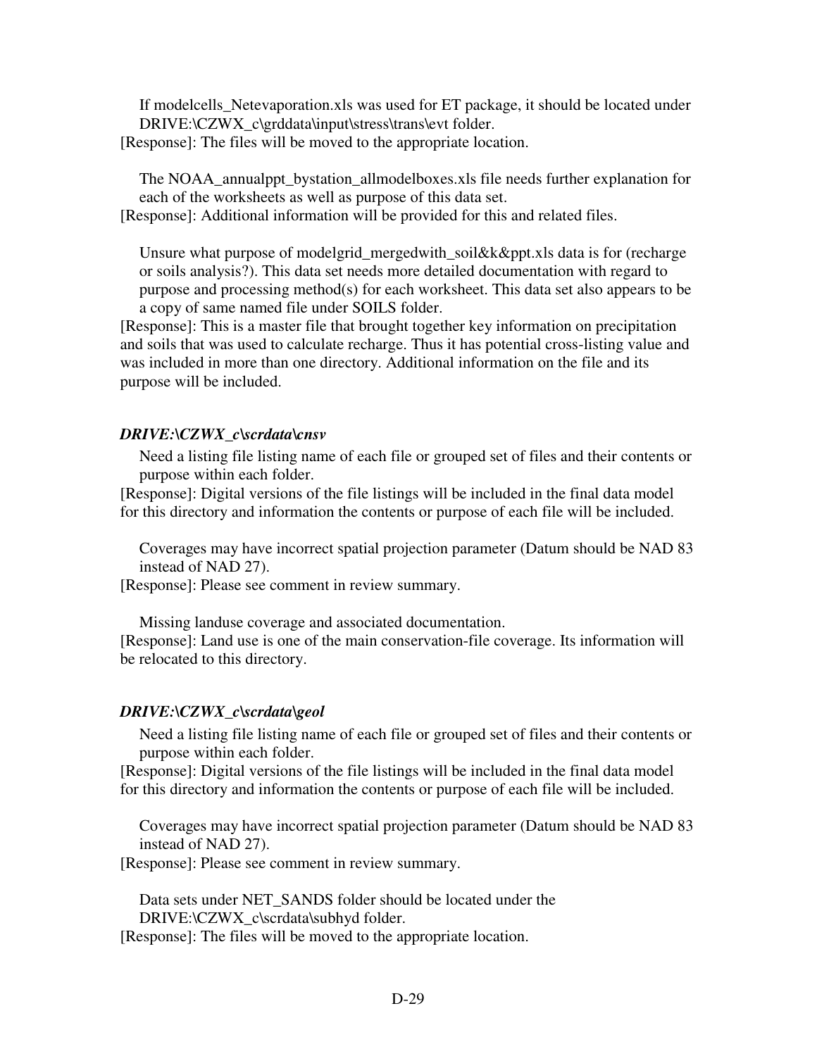If modelcells_Netevaporation.xls was used for ET package, it should be located under DRIVE:\CZWX_c\grddata\input\stress\trans\evt folder.

[Response]: The files will be moved to the appropriate location.

The NOAA_annualppt_bystation_allmodelboxes.xls file needs further explanation for each of the worksheets as well as purpose of this data set.

[Response]: Additional information will be provided for this and related files.

Unsure what purpose of modelgrid_mergedwith_soil&k&ppt.xls data is for (recharge or soils analysis?). This data set needs more detailed documentation with regard to purpose and processing method(s) for each worksheet. This data set also appears to be a copy of same named file under SOILS folder.

[Response]: This is a master file that brought together key information on precipitation and soils that was used to calculate recharge. Thus it has potential cross-listing value and was included in more than one directory. Additional information on the file and its purpose will be included.

***DRIVE:\CZWX_c\scrdata\cnsv***

Need a listing file listing name of each file or grouped set of files and their contents or purpose within each folder.

[Response]: Digital versions of the file listings will be included in the final data model for this directory and information the contents or purpose of each file will be included.

Coverages may have incorrect spatial projection parameter (Datum should be NAD 83 instead of NAD 27).

[Response]: Please see comment in review summary.

Missing landuse coverage and associated documentation.

[Response]: Land use is one of the main conservation-file coverage. Its information will be relocated to this directory.

***DRIVE:\CZWX_c\scrdata\geol***

Need a listing file listing name of each file or grouped set of files and their contents or purpose within each folder.

[Response]: Digital versions of the file listings will be included in the final data model for this directory and information the contents or purpose of each file will be included.

Coverages may have incorrect spatial projection parameter (Datum should be NAD 83 instead of NAD 27).

[Response]: Please see comment in review summary.

Data sets under NET_SANDS folder should be located under the DRIVE:\CZWX_c\scrdata\subhyd folder.

[Response]: The files will be moved to the appropriate location.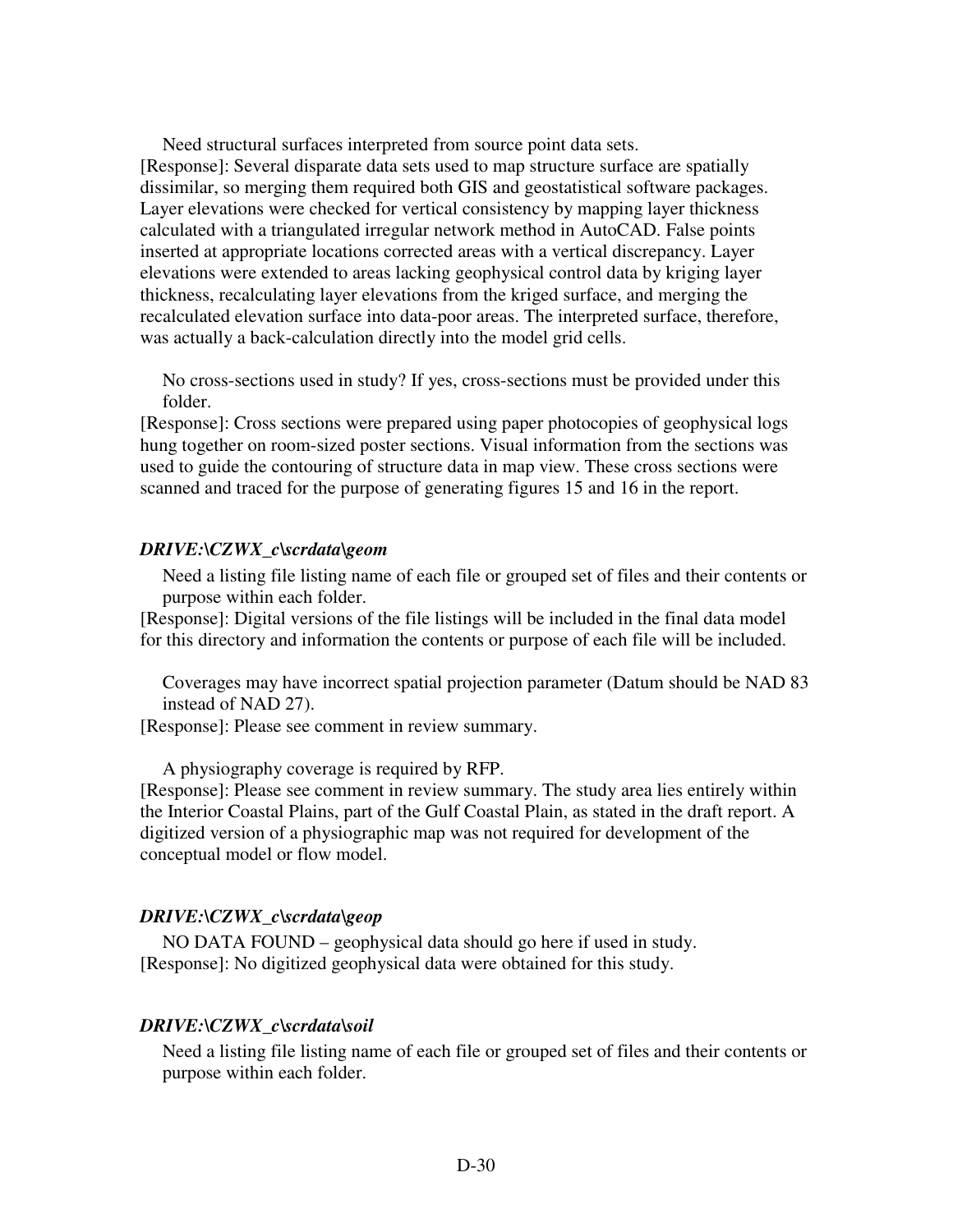Need structural surfaces interpreted from source point data sets.

[Response]: Several disparate data sets used to map structure surface are spatially dissimilar, so merging them required both GIS and geostatistical software packages. Layer elevations were checked for vertical consistency by mapping layer thickness calculated with a triangulated irregular network method in AutoCAD. False points inserted at appropriate locations corrected areas with a vertical discrepancy. Layer elevations were extended to areas lacking geophysical control data by kriging layer thickness, recalculating layer elevations from the kriged surface, and merging the recalculated elevation surface into data-poor areas. The interpreted surface, therefore, was actually a back-calculation directly into the model grid cells.

No cross-sections used in study? If yes, cross-sections must be provided under this folder.

[Response]: Cross sections were prepared using paper photocopies of geophysical logs hung together on room-sized poster sections. Visual information from the sections was used to guide the contouring of structure data in map view. These cross sections were scanned and traced for the purpose of generating figures 15 and 16 in the report.

***DRIVE:\CZWX_c\scrdata\geom***

Need a listing file listing name of each file or grouped set of files and their contents or purpose within each folder.

[Response]: Digital versions of the file listings will be included in the final data model for this directory and information the contents or purpose of each file will be included.

Coverages may have incorrect spatial projection parameter (Datum should be NAD 83 instead of NAD 27).

[Response]: Please see comment in review summary.

A physiography coverage is required by RFP.

[Response]: Please see comment in review summary. The study area lies entirely within the Interior Coastal Plains, part of the Gulf Coastal Plain, as stated in the draft report. A digitized version of a physiographic map was not required for development of the conceptual model or flow model.

***DRIVE:\CZWX_c\scrdata\geop***

NO DATA FOUND – geophysical data should go here if used in study.

[Response]: No digitized geophysical data were obtained for this study.

***DRIVE:\CZWX_c\scrdata\soil***

Need a listing file listing name of each file or grouped set of files and their contents or purpose within each folder.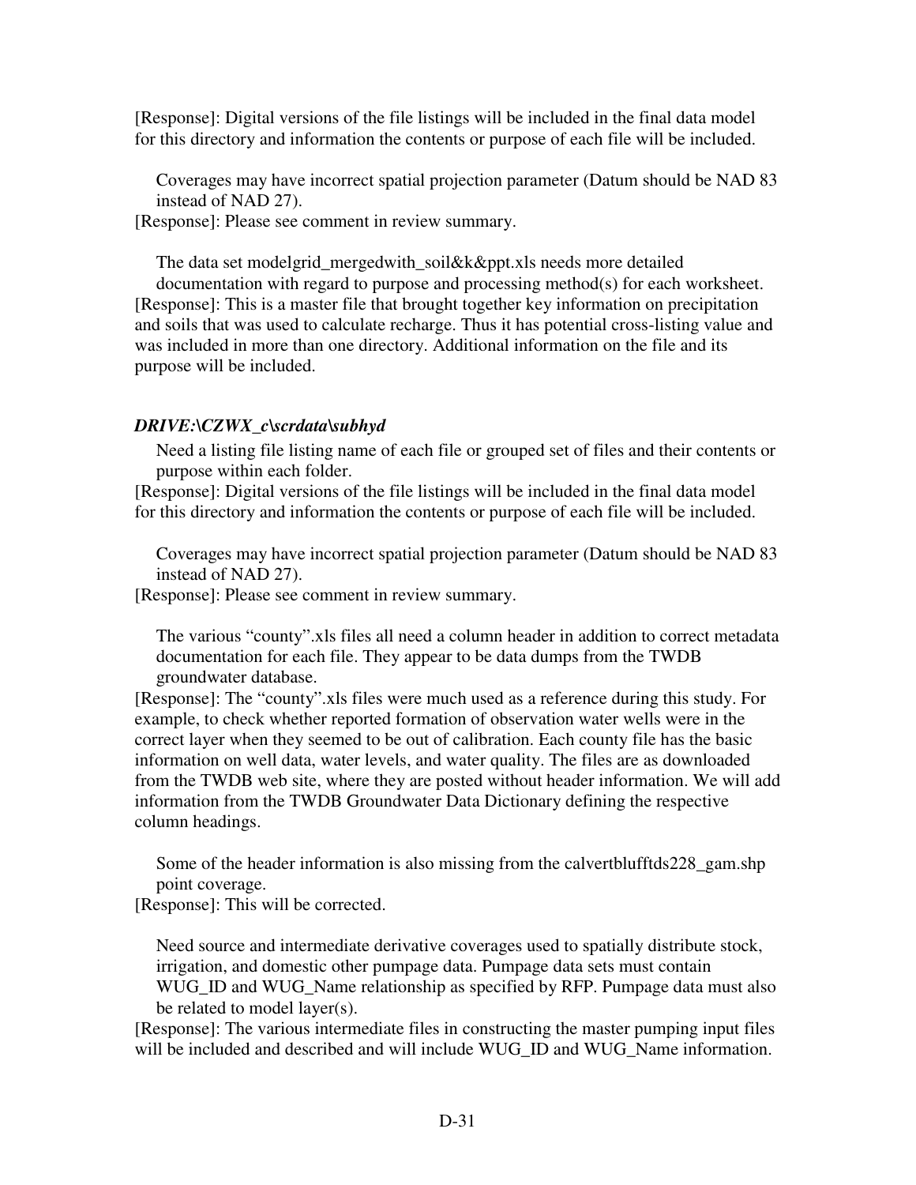[Response]: Digital versions of the file listings will be included in the final data model for this directory and information the contents or purpose of each file will be included.

Coverages may have incorrect spatial projection parameter (Datum should be NAD 83 instead of NAD 27).

[Response]: Please see comment in review summary.

The data set modelgrid_mergedwith_soil&k&ppt.xls needs more detailed documentation with regard to purpose and processing method(s) for each worksheet.

[Response]: This is a master file that brought together key information on precipitation and soils that was used to calculate recharge. Thus it has potential cross-listing value and was included in more than one directory. Additional information on the file and its purpose will be included.

***DRIVE:\CZWX_c\scrdata\subhyd***

Need a listing file listing name of each file or grouped set of files and their contents or purpose within each folder.

[Response]: Digital versions of the file listings will be included in the final data model for this directory and information the contents or purpose of each file will be included.

Coverages may have incorrect spatial projection parameter (Datum should be NAD 83 instead of NAD 27).

[Response]: Please see comment in review summary.

The various "county".xls files all need a column header in addition to correct metadata documentation for each file. They appear to be data dumps from the TWDB groundwater database.

[Response]: The "county".xls files were much used as a reference during this study. For example, to check whether reported formation of observation water wells were in the correct layer when they seemed to be out of calibration. Each county file has the basic information on well data, water levels, and water quality. The files are as downloaded from the TWDB web site, where they are posted without header information. We will add information from the TWDB Groundwater Data Dictionary defining the respective column headings.

Some of the header information is also missing from the calvertblufftds228_gam.shp point coverage.

[Response]: This will be corrected.

Need source and intermediate derivative coverages used to spatially distribute stock, irrigation, and domestic other pumpage data. Pumpage data sets must contain WUG_ID and WUG_Name relationship as specified by RFP. Pumpage data must also be related to model layer(s).

[Response]: The various intermediate files in constructing the master pumping input files will be included and described and will include WUG_ID and WUG_Name information.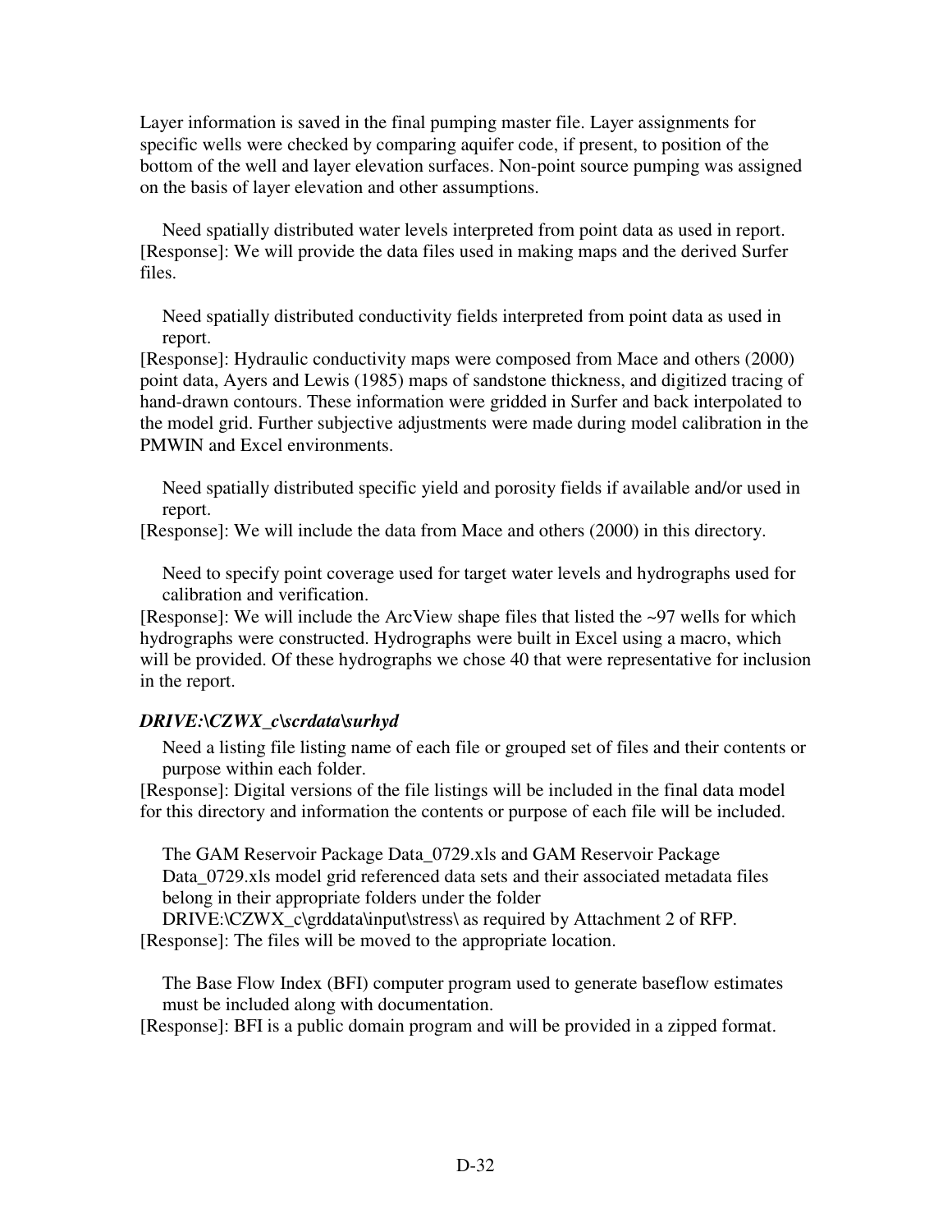Layer information is saved in the final pumping master file. Layer assignments for specific wells were checked by comparing aquifer code, if present, to position of the bottom of the well and layer elevation surfaces. Non-point source pumping was assigned on the basis of layer elevation and other assumptions.

Need spatially distributed water levels interpreted from point data as used in report.
[Response]: We will provide the data files used in making maps and the derived Surfer files.

Need spatially distributed conductivity fields interpreted from point data as used in report.
[Response]: Hydraulic conductivity maps were composed from Mace and others (2000) point data, Ayers and Lewis (1985) maps of sandstone thickness, and digitized tracing of hand-drawn contours. These information were gridded in Surfer and back interpolated to the model grid. Further subjective adjustments were made during model calibration in the PMWIN and Excel environments.

Need spatially distributed specific yield and porosity fields if available and/or used in report.
[Response]: We will include the data from Mace and others (2000) in this directory.

Need to specify point coverage used for target water levels and hydrographs used for calibration and verification.
[Response]: We will include the ArcView shape files that listed the ~97 wells for which hydrographs were constructed. Hydrographs were built in Excel using a macro, which will be provided. Of these hydrographs we chose 40 that were representative for inclusion in the report.

***DRIVE:\CZWX_c\scrdata\surhyd***

Need a listing file listing name of each file or grouped set of files and their contents or purpose within each folder.
[Response]: Digital versions of the file listings will be included in the final data model for this directory and information the contents or purpose of each file will be included.

The GAM Reservoir Package Data_0729.xls and GAM Reservoir Package Data_0729.xls model grid referenced data sets and their associated metadata files belong in their appropriate folders under the folder DRIVE:\CZWX_c\grddata\input\stress\ as required by Attachment 2 of RFP.
[Response]: The files will be moved to the appropriate location.

The Base Flow Index (BFI) computer program used to generate baseflow estimates must be included along with documentation.
[Response]: BFI is a public domain program and will be provided in a zipped format.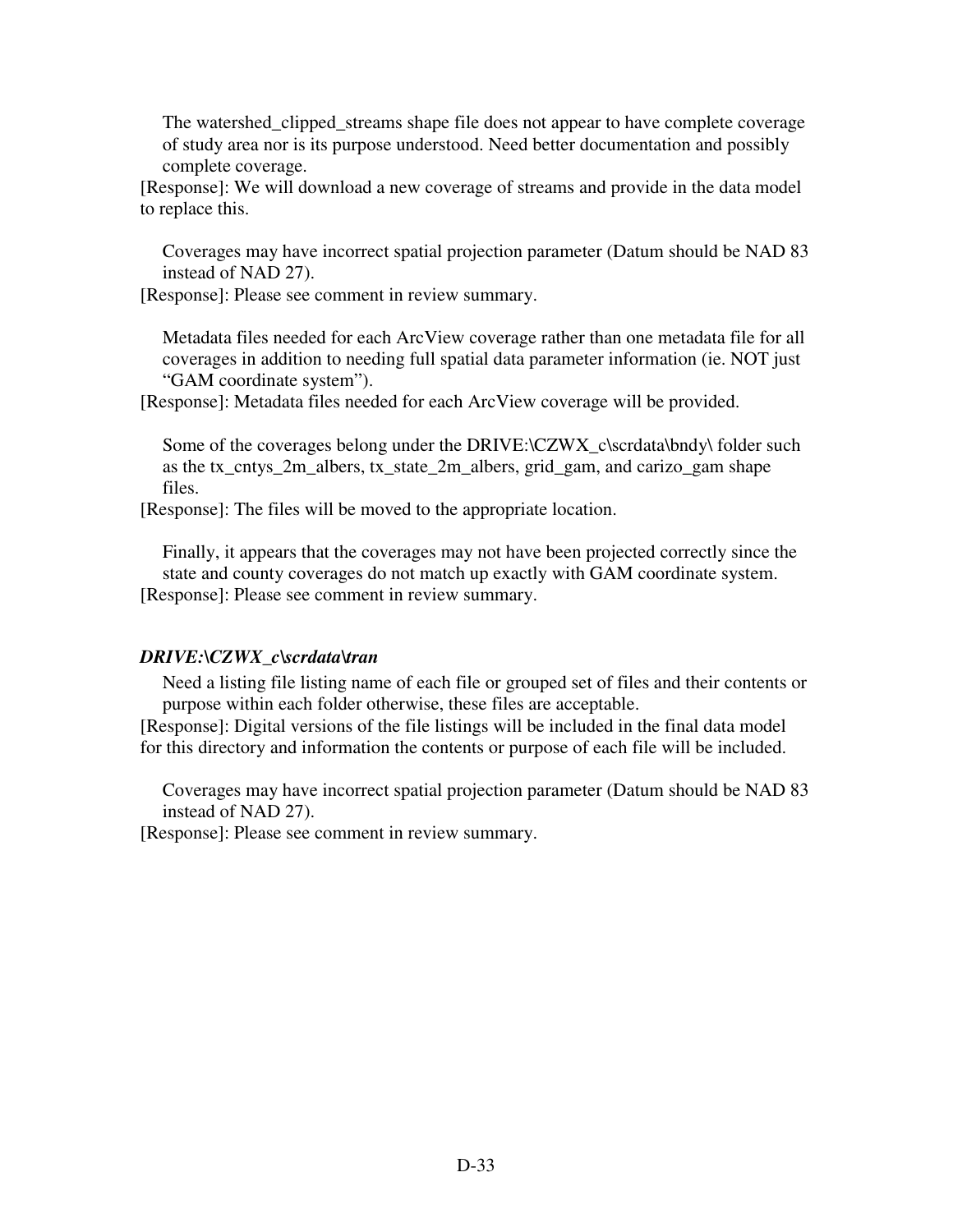The watershed_clipped_streams shape file does not appear to have complete coverage of study area nor is its purpose understood. Need better documentation and possibly complete coverage.

[Response]: We will download a new coverage of streams and provide in the data model to replace this.

Coverages may have incorrect spatial projection parameter (Datum should be NAD 83 instead of NAD 27).

[Response]: Please see comment in review summary.

Metadata files needed for each ArcView coverage rather than one metadata file for all coverages in addition to needing full spatial data parameter information (ie. NOT just "GAM coordinate system").

[Response]: Metadata files needed for each ArcView coverage will be provided.

Some of the coverages belong under the DRIVE:\CZWX_c\scrdata\bndy\ folder such as the tx_cntys_2m_albers, tx_state_2m_albers, grid_gam, and carizo_gam shape files.

[Response]: The files will be moved to the appropriate location.

Finally, it appears that the coverages may not have been projected correctly since the state and county coverages do not match up exactly with GAM coordinate system.

[Response]: Please see comment in review summary.

***DRIVE:\CZWX_c\scrdata\tran***

Need a listing file listing name of each file or grouped set of files and their contents or purpose within each folder otherwise, these files are acceptable.

[Response]: Digital versions of the file listings will be included in the final data model for this directory and information the contents or purpose of each file will be included.

Coverages may have incorrect spatial projection parameter (Datum should be NAD 83 instead of NAD 27).

[Response]: Please see comment in review summary.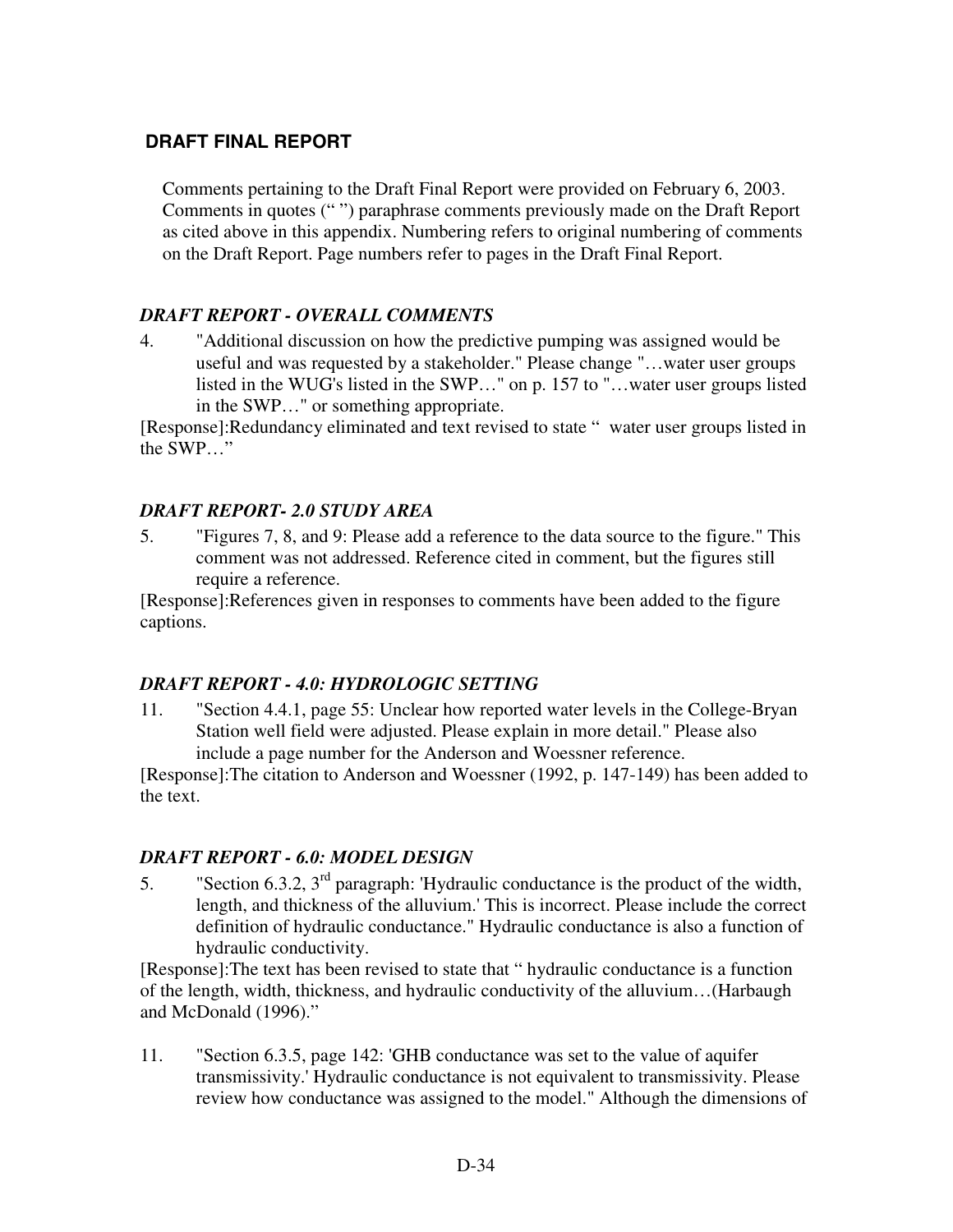## DRAFT FINAL REPORT

Comments pertaining to the Draft Final Report were provided on February 6, 2003. Comments in quotes (" ") paraphrase comments previously made on the Draft Report as cited above in this appendix. Numbering refers to original numbering of comments on the Draft Report. Page numbers refer to pages in the Draft Final Report.

### *DRAFT REPORT - OVERALL COMMENTS*

4. "Additional discussion on how the predictive pumping was assigned would be useful and was requested by a stakeholder." Please change "…water user groups listed in the WUG's listed in the SWP…" on p. 157 to "…water user groups listed in the SWP…" or something appropriate.

[Response]:Redundancy eliminated and text revised to state " water user groups listed in the SWP…"

### *DRAFT REPORT- 2.0 STUDY AREA*

5. "Figures 7, 8, and 9: Please add a reference to the data source to the figure." This comment was not addressed. Reference cited in comment, but the figures still require a reference.

[Response]:References given in responses to comments have been added to the figure captions.

### *DRAFT REPORT - 4.0: HYDROLOGIC SETTING*

11. "Section 4.4.1, page 55: Unclear how reported water levels in the College-Bryan Station well field were adjusted. Please explain in more detail." Please also include a page number for the Anderson and Woessner reference.

[Response]:The citation to Anderson and Woessner (1992, p. 147-149) has been added to the text.

### *DRAFT REPORT - 6.0: MODEL DESIGN*

5. "Section 6.3.2, 3rd paragraph: 'Hydraulic conductance is the product of the width, length, and thickness of the alluvium.' This is incorrect. Please include the correct definition of hydraulic conductance." Hydraulic conductance is also a function of hydraulic conductivity.

[Response]:The text has been revised to state that " hydraulic conductance is a function of the length, width, thickness, and hydraulic conductivity of the alluvium…(Harbaugh and McDonald (1996)."

11. "Section 6.3.5, page 142: 'GHB conductance was set to the value of aquifer transmissivity.' Hydraulic conductance is not equivalent to transmissivity. Please review how conductance was assigned to the model." Although the dimensions of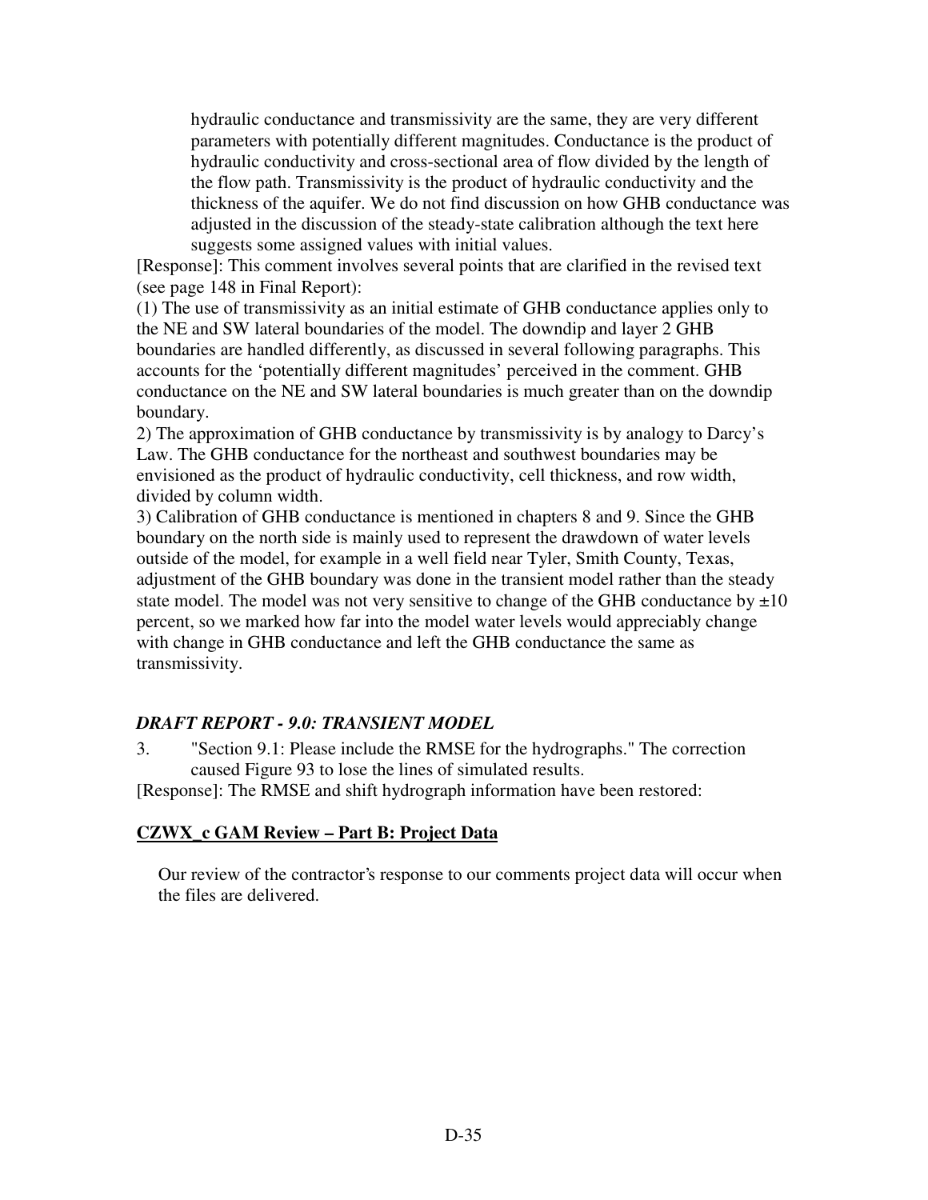hydraulic conductance and transmissivity are the same, they are very different parameters with potentially different magnitudes. Conductance is the product of hydraulic conductivity and cross-sectional area of flow divided by the length of the flow path. Transmissivity is the product of hydraulic conductivity and the thickness of the aquifer. We do not find discussion on how GHB conductance was adjusted in the discussion of the steady-state calibration although the text here suggests some assigned values with initial values.

[Response]: This comment involves several points that are clarified in the revised text (see page 148 in Final Report):

(1) The use of transmissivity as an initial estimate of GHB conductance applies only to the NE and SW lateral boundaries of the model. The downdip and layer 2 GHB boundaries are handled differently, as discussed in several following paragraphs. This accounts for the 'potentially different magnitudes' perceived in the comment. GHB conductance on the NE and SW lateral boundaries is much greater than on the downdip boundary.

2) The approximation of GHB conductance by transmissivity is by analogy to Darcy's Law. The GHB conductance for the northeast and southwest boundaries may be envisioned as the product of hydraulic conductivity, cell thickness, and row width, divided by column width.

3) Calibration of GHB conductance is mentioned in chapters 8 and 9. Since the GHB boundary on the north side is mainly used to represent the drawdown of water levels outside of the model, for example in a well field near Tyler, Smith County, Texas, adjustment of the GHB boundary was done in the transient model rather than the steady state model. The model was not very sensitive to change of the GHB conductance by ±10 percent, so we marked how far into the model water levels would appreciably change with change in GHB conductance and left the GHB conductance the same as transmissivity.

### *DRAFT REPORT - 9.0: TRANSIENT MODEL*

3. "Section 9.1: Please include the RMSE for the hydrographs." The correction caused Figure 93 to lose the lines of simulated results.

[Response]: The RMSE and shift hydrograph information have been restored:

## CZWX_c GAM Review – Part B: Project Data

Our review of the contractor's response to our comments project data will occur when the files are delivered.